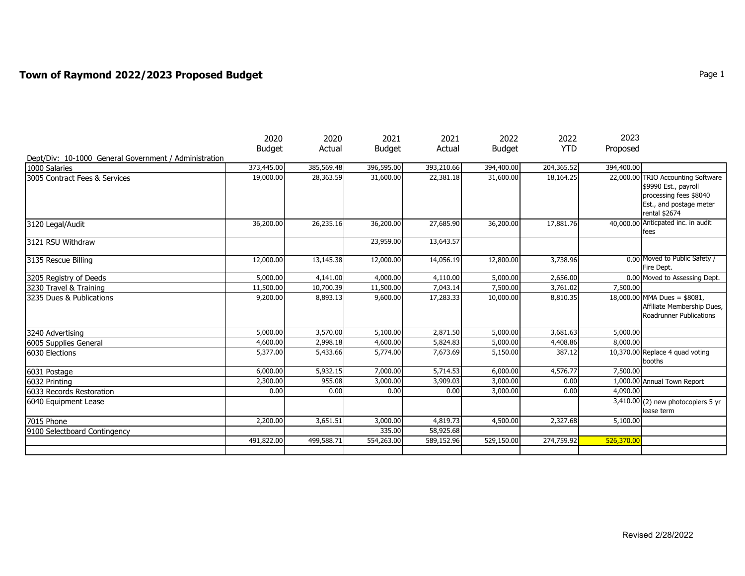# Town of Raymond 2022/2023 Proposed Budget

| Dept/Div: 10-1000 General Government / Administration | 2020 Budget | 2020 Actual | 2021 Budget | 2021 Actual | 2022 Budget | 2022 YTD | 2023 Proposed | |
|---|---|---|---|---|---|---|---|---|
| 1000 Salaries | 373,445.00 | 385,569.48 | 396,595.00 | 393,210.66 | 394,400.00 | 204,365.52 | 394,400.00 | |
| 3005 Contract Fees & Services | 19,000.00 | 28,363.59 | 31,600.00 | 22,381.18 | 31,600.00 | 18,164.25 | 22,000.00 | TRIO Accounting Software $9990 Est., payroll processing fees $8040 Est., and postage meter rental $2674 |
| 3120 Legal/Audit | 36,200.00 | 26,235.16 | 36,200.00 | 27,685.90 | 36,200.00 | 17,881.76 | 40,000.00 | Anticpated inc. in audit fees |
| 3121 RSU Withdraw | | | 23,959.00 | 13,643.57 | | | | |
| 3135 Rescue Billing | 12,000.00 | 13,145.38 | 12,000.00 | 14,056.19 | 12,800.00 | 3,738.96 | 0.00 | Moved to Public Safety / Fire Dept. |
| 3205 Registry of Deeds | 5,000.00 | 4,141.00 | 4,000.00 | 4,110.00 | 5,000.00 | 2,656.00 | 0.00 | Moved to Assessing Dept. |
| 3230 Travel & Training | 11,500.00 | 10,700.39 | 11,500.00 | 7,043.14 | 7,500.00 | 3,761.02 | 7,500.00 | |
| 3235 Dues & Publications | 9,200.00 | 8,893.13 | 9,600.00 | 17,283.33 | 10,000.00 | 8,810.35 | 18,000.00 | MMA Dues = $8081, Affiliate Membership Dues, Roadrunner Publications |
| 3240 Advertising | 5,000.00 | 3,570.00 | 5,100.00 | 2,871.50 | 5,000.00 | 3,681.63 | 5,000.00 | |
| 6005 Supplies General | 4,600.00 | 2,998.18 | 4,600.00 | 5,824.83 | 5,000.00 | 4,408.86 | 8,000.00 | |
| 6030 Elections | 5,377.00 | 5,433.66 | 5,774.00 | 7,673.69 | 5,150.00 | 387.12 | 10,370.00 | Replace 4 quad voting booths |
| 6031 Postage | 6,000.00 | 5,932.15 | 7,000.00 | 5,714.53 | 6,000.00 | 4,576.77 | 7,500.00 | |
| 6032 Printing | 2,300.00 | 955.08 | 3,000.00 | 3,909.03 | 3,000.00 | 0.00 | 1,000.00 | Annual Town Report |
| 6033 Records Restoration | 0.00 | 0.00 | 0.00 | 0.00 | 3,000.00 | 0.00 | 4,090.00 | |
| 6040 Equipment Lease | | | | | | | 3,410.00 | (2) new photocopiers 5 yr lease term |
| 7015 Phone | 2,200.00 | 3,651.51 | 3,000.00 | 4,819.73 | 4,500.00 | 2,327.68 | 5,100.00 | |
| 9100 Selectboard Contingency | | | 335.00 | 58,925.68 | | | | |
| | 491,822.00 | 499,588.71 | 554,263.00 | 589,152.96 | 529,150.00 | 274,759.92 | 526,370.00 | |

Revised 2/28/2022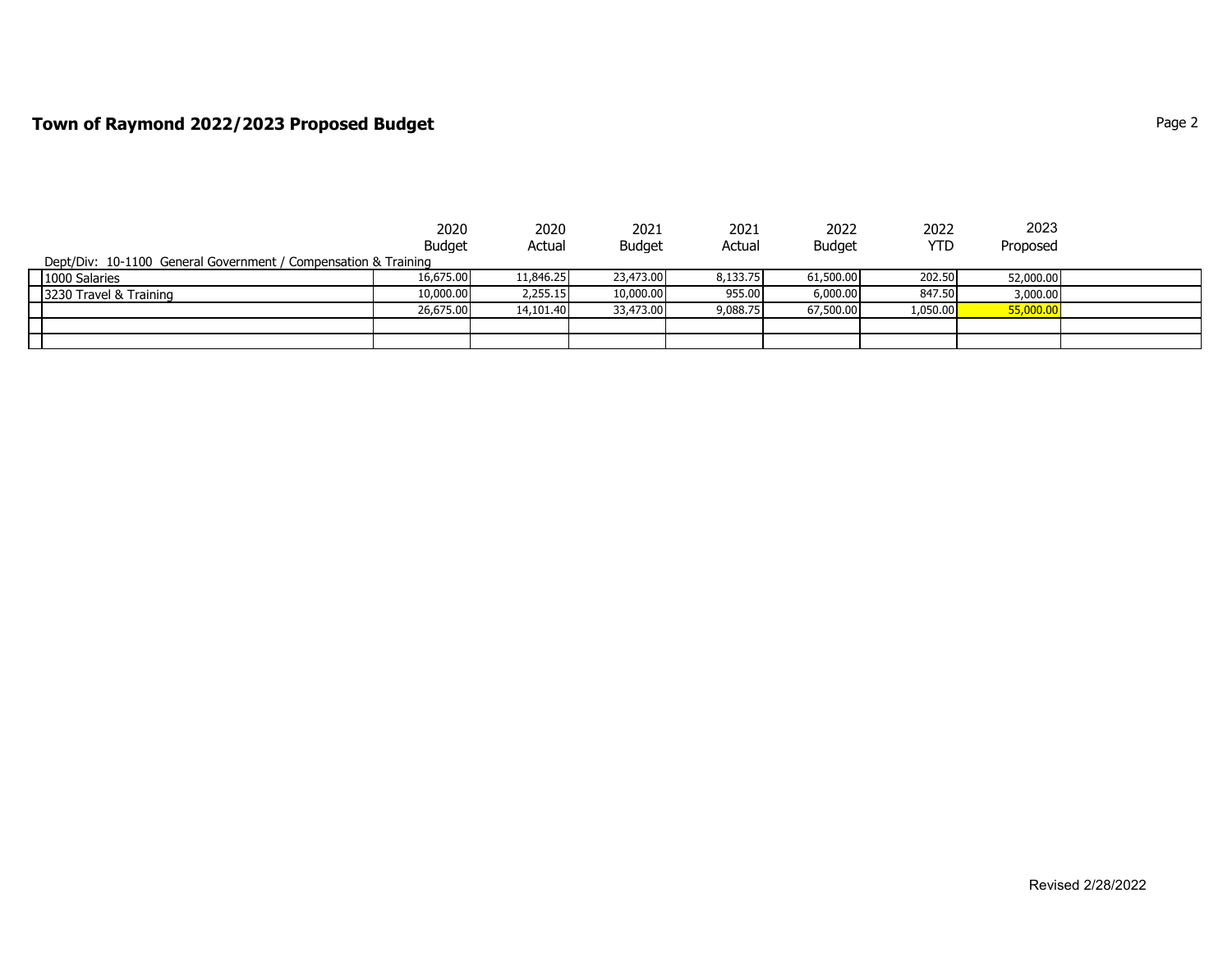# Town of Raymond 2022/2023 Proposed Budget

Dept/Div: 10-1100 General Government / Compensation & Training

| | 2020 Budget | 2020 Actual | 2021 Budget | 2021 Actual | 2022 Budget | 2022 YTD | 2023 Proposed |
|---|---|---|---|---|---|---|---|
| 1000 Salaries | 16,675.00 | 11,846.25 | 23,473.00 | 8,133.75 | 61,500.00 | 202.50 | 52,000.00 |
| 3230 Travel & Training | 10,000.00 | 2,255.15 | 10,000.00 | 955.00 | 6,000.00 | 847.50 | 3,000.00 |
| | 26,675.00 | 14,101.40 | 33,473.00 | 9,088.75 | 67,500.00 | 1,050.00 | 55,000.00 |

Revised 2/28/2022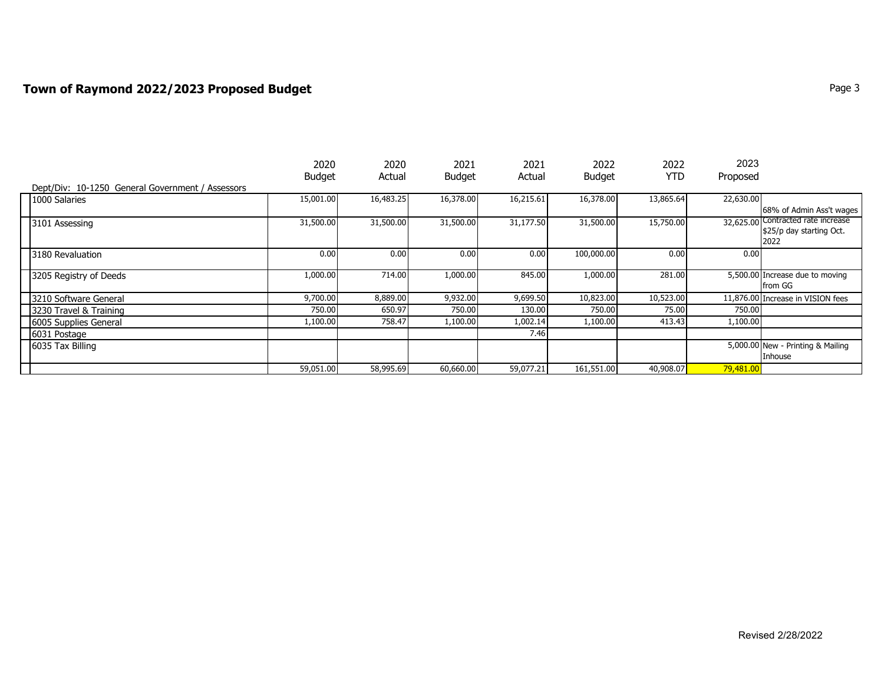# Town of Raymond 2022/2023 Proposed Budget

Dept/Div: 10-1250 General Government / Assessors

| | 2020 Budget | 2020 Actual | 2021 Budget | 2021 Actual | 2022 Budget | 2022 YTD | 2023 Proposed | |
|---|---|---|---|---|---|---|---|---|
| 1000 Salaries | 15,001.00 | 16,483.25 | 16,378.00 | 16,215.61 | 16,378.00 | 13,865.64 | 22,630.00 | 68% of Admin Ass't wages |
| 3101 Assessing | 31,500.00 | 31,500.00 | 31,500.00 | 31,177.50 | 31,500.00 | 15,750.00 | 32,625.00 | Contracted rate increase $25/p day starting Oct. 2022 |
| 3180 Revaluation | 0.00 | 0.00 | 0.00 | 0.00 | 100,000.00 | 0.00 | 0.00 | |
| 3205 Registry of Deeds | 1,000.00 | 714.00 | 1,000.00 | 845.00 | 1,000.00 | 281.00 | 5,500.00 | Increase due to moving from GG |
| 3210 Software General | 9,700.00 | 8,889.00 | 9,932.00 | 9,699.50 | 10,823.00 | 10,523.00 | 11,876.00 | Increase in VISION fees |
| 3230 Travel & Training | 750.00 | 650.97 | 750.00 | 130.00 | 750.00 | 75.00 | 750.00 | |
| 6005 Supplies General | 1,100.00 | 758.47 | 1,100.00 | 1,002.14 | 1,100.00 | 413.43 | 1,100.00 | |
| 6031 Postage | | | | 7.46 | | | | |
| 6035 Tax Billing | | | | | | | 5,000.00 | New - Printing & Mailing Inhouse |
| | 59,051.00 | 58,995.69 | 60,660.00 | 59,077.21 | 161,551.00 | 40,908.07 | 79,481.00 | |

Revised 2/28/2022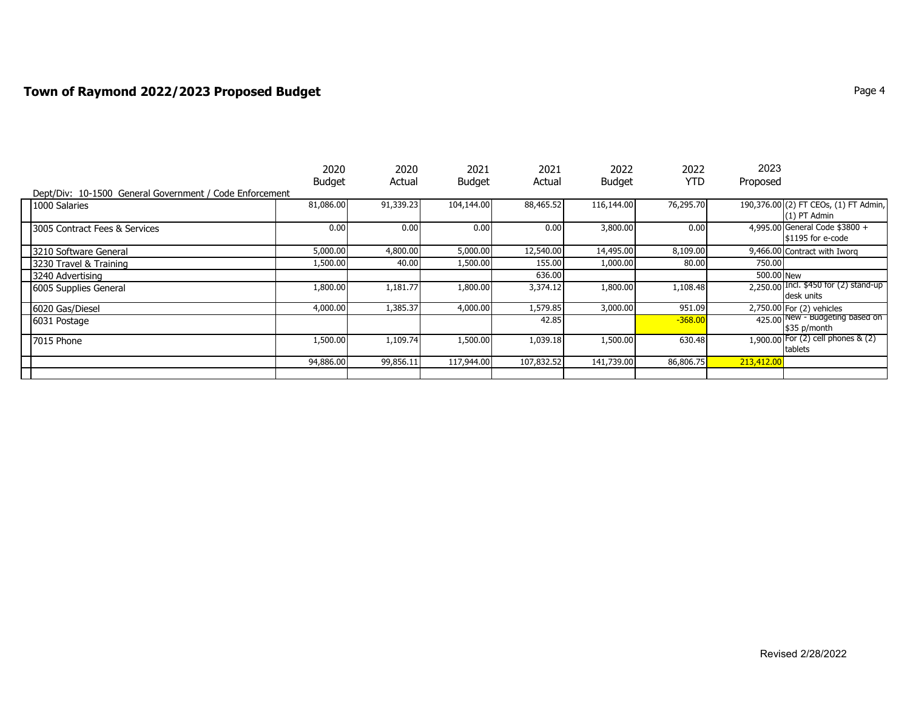# Town of Raymond 2022/2023 Proposed Budget

| Dept/Div: 10-1500 General Government / Code Enforcement | 2020 Budget | 2020 Actual | 2021 Budget | 2021 Actual | 2022 Budget | 2022 YTD | 2023 Proposed | |
|---|---|---|---|---|---|---|---|---|
| 1000 Salaries | 81,086.00 | 91,339.23 | 104,144.00 | 88,465.52 | 116,144.00 | 76,295.70 | 190,376.00 | (2) FT CEOs, (1) FT Admin, (1) PT Admin |
| 3005 Contract Fees & Services | 0.00 | 0.00 | 0.00 | 0.00 | 3,800.00 | 0.00 | 4,995.00 | General Code $3800 + $1195 for e-code |
| 3210 Software General | 5,000.00 | 4,800.00 | 5,000.00 | 12,540.00 | 14,495.00 | 8,109.00 | 9,466.00 | Contract with Iworq |
| 3230 Travel & Training | 1,500.00 | 40.00 | 1,500.00 | 155.00 | 1,000.00 | 80.00 | 750.00 | |
| 3240 Advertising | | | | 636.00 | | | 500.00 | New |
| 6005 Supplies General | 1,800.00 | 1,181.77 | 1,800.00 | 3,374.12 | 1,800.00 | 1,108.48 | 2,250.00 | Incl. $450 for (2) stand-up desk units |
| 6020 Gas/Diesel | 4,000.00 | 1,385.37 | 4,000.00 | 1,579.85 | 3,000.00 | 951.09 | 2,750.00 | For (2) vehicles |
| 6031 Postage | | | | 42.85 | | -368.00 | 425.00 | New - Budgeting based on $35 p/month |
| 7015 Phone | 1,500.00 | 1,109.74 | 1,500.00 | 1,039.18 | 1,500.00 | 630.48 | 1,900.00 | For (2) cell phones & (2) tablets |
| | 94,886.00 | 99,856.11 | 117,944.00 | 107,832.52 | 141,739.00 | 86,806.75 | 213,412.00 | |

Revised 2/28/2022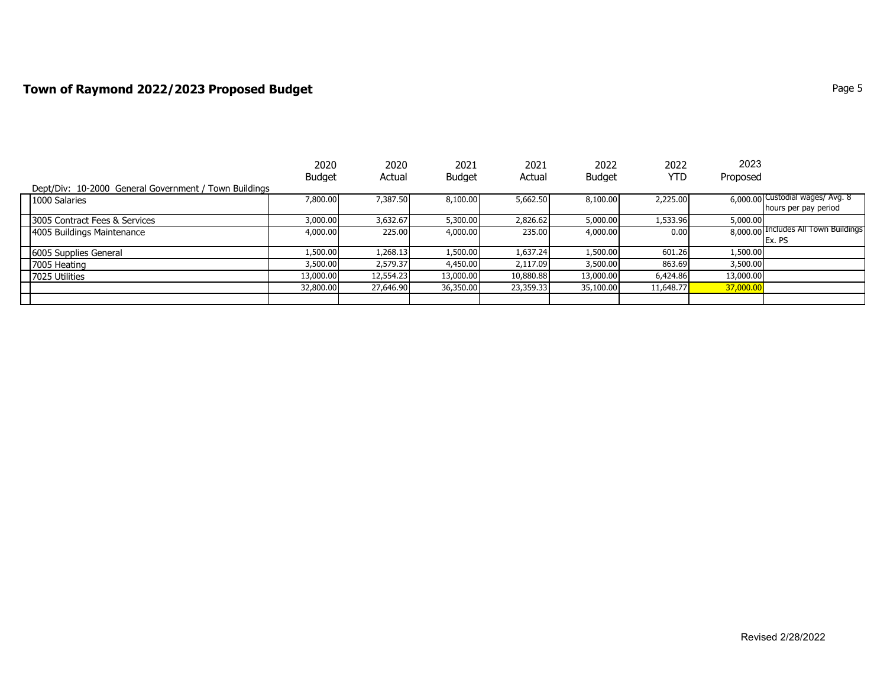# Town of Raymond 2022/2023 Proposed Budget

| Dept/Div: 10-2000 General Government / Town Buildings | 2020 Budget | 2020 Actual | 2021 Budget | 2021 Actual | 2022 Budget | 2022 YTD | 2023 Proposed | |
|---|---|---|---|---|---|---|---|---|
| 1000 Salaries | 7,800.00 | 7,387.50 | 8,100.00 | 5,662.50 | 8,100.00 | 2,225.00 | 6,000.00 | Custodial wages/ Avg. 8 hours per pay period |
| 3005 Contract Fees & Services | 3,000.00 | 3,632.67 | 5,300.00 | 2,826.62 | 5,000.00 | 1,533.96 | 5,000.00 | |
| 4005 Buildings Maintenance | 4,000.00 | 225.00 | 4,000.00 | 235.00 | 4,000.00 | 0.00 | 8,000.00 | Includes All Town Buildings Ex. PS |
| 6005 Supplies General | 1,500.00 | 1,268.13 | 1,500.00 | 1,637.24 | 1,500.00 | 601.26 | 1,500.00 | |
| 7005 Heating | 3,500.00 | 2,579.37 | 4,450.00 | 2,117.09 | 3,500.00 | 863.69 | 3,500.00 | |
| 7025 Utilities | 13,000.00 | 12,554.23 | 13,000.00 | 10,880.88 | 13,000.00 | 6,424.86 | 13,000.00 | |
| | 32,800.00 | 27,646.90 | 36,350.00 | 23,359.33 | 35,100.00 | 11,648.77 | 37,000.00 | |
| | | | | | | | | |

Revised 2/28/2022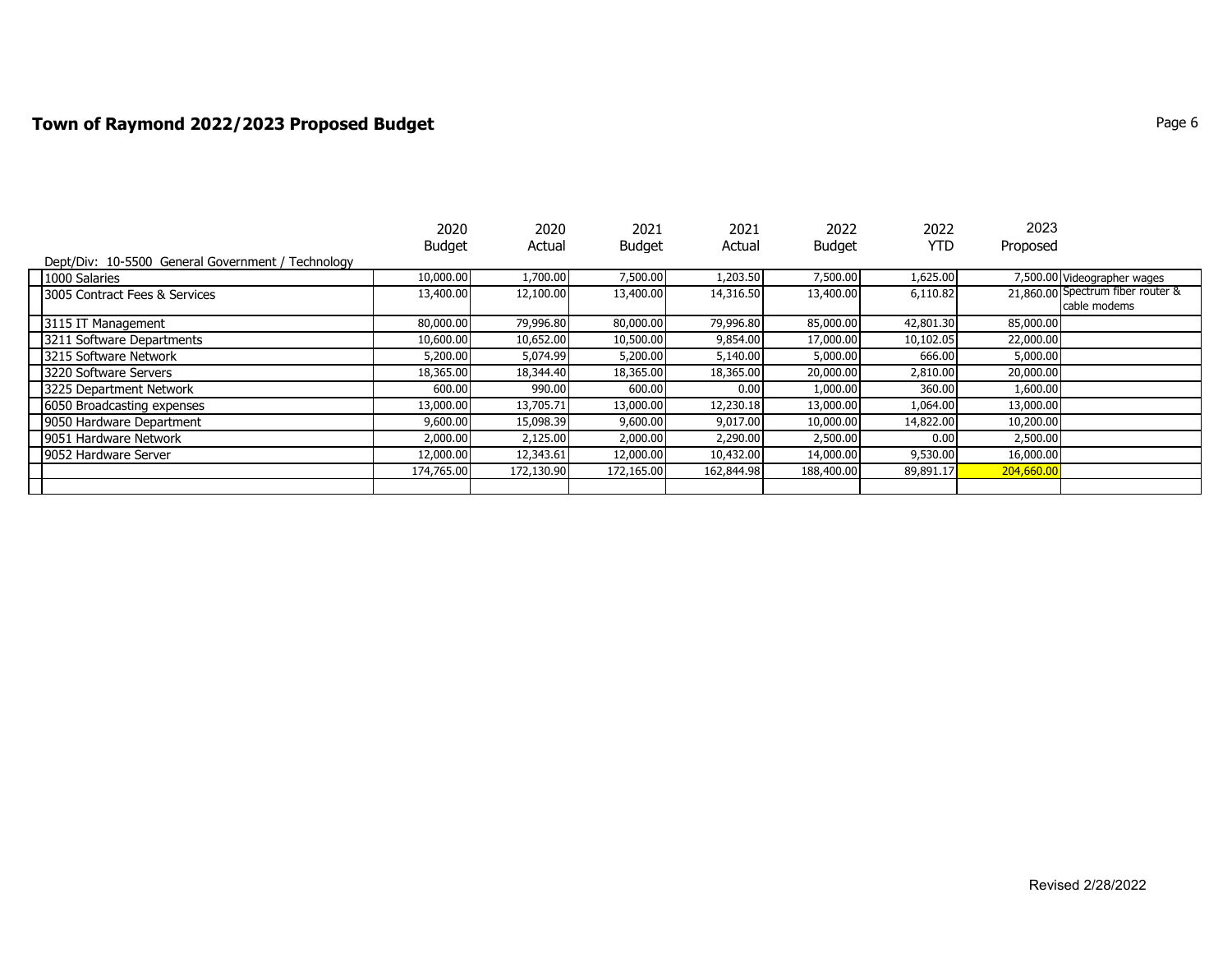## Town of Raymond 2022/2023 Proposed Budget

| Dept/Div: 10-5500 General Government / Technology | 2020 Budget | 2020 Actual | 2021 Budget | 2021 Actual | 2022 Budget | 2022 YTD | 2023 Proposed | |
|---|---|---|---|---|---|---|---|---|
| 1000 Salaries | 10,000.00 | 1,700.00 | 7,500.00 | 1,203.50 | 7,500.00 | 1,625.00 | 7,500.00 | Videographer wages |
| 3005 Contract Fees & Services | 13,400.00 | 12,100.00 | 13,400.00 | 14,316.50 | 13,400.00 | 6,110.82 | 21,860.00 | Spectrum fiber router & cable modems |
| 3115 IT Management | 80,000.00 | 79,996.80 | 80,000.00 | 79,996.80 | 85,000.00 | 42,801.30 | 85,000.00 | |
| 3211 Software Departments | 10,600.00 | 10,652.00 | 10,500.00 | 9,854.00 | 17,000.00 | 10,102.05 | 22,000.00 | |
| 3215 Software Network | 5,200.00 | 5,074.99 | 5,200.00 | 5,140.00 | 5,000.00 | 666.00 | 5,000.00 | |
| 3220 Software Servers | 18,365.00 | 18,344.40 | 18,365.00 | 18,365.00 | 20,000.00 | 2,810.00 | 20,000.00 | |
| 3225 Department Network | 600.00 | 990.00 | 600.00 | 0.00 | 1,000.00 | 360.00 | 1,600.00 | |
| 6050 Broadcasting expenses | 13,000.00 | 13,705.71 | 13,000.00 | 12,230.18 | 13,000.00 | 1,064.00 | 13,000.00 | |
| 9050 Hardware Department | 9,600.00 | 15,098.39 | 9,600.00 | 9,017.00 | 10,000.00 | 14,822.00 | 10,200.00 | |
| 9051 Hardware Network | 2,000.00 | 2,125.00 | 2,000.00 | 2,290.00 | 2,500.00 | 0.00 | 2,500.00 | |
| 9052 Hardware Server | 12,000.00 | 12,343.61 | 12,000.00 | 10,432.00 | 14,000.00 | 9,530.00 | 16,000.00 | |
| | 174,765.00 | 172,130.90 | 172,165.00 | 162,844.98 | 188,400.00 | 89,891.17 | 204,660.00 | |

Revised 2/28/2022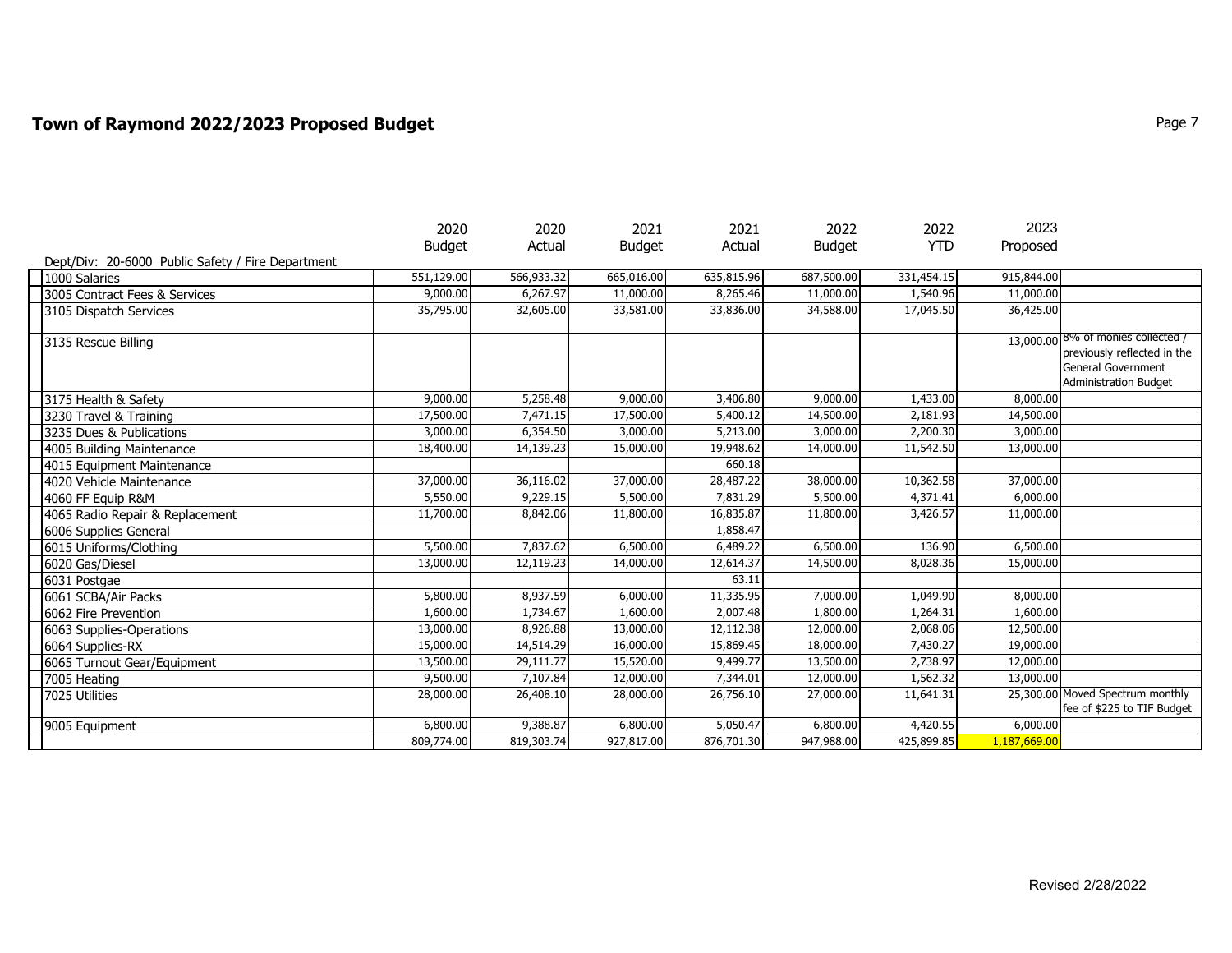# Town of Raymond 2022/2023 Proposed Budget

| Dept/Div: 20-6000 Public Safety / Fire Department | 2020 Budget | 2020 Actual | 2021 Budget | 2021 Actual | 2022 Budget | 2022 YTD | 2023 Proposed | |
|---|---|---|---|---|---|---|---|---|
| 1000 Salaries | 551,129.00 | 566,933.32 | 665,016.00 | 635,815.96 | 687,500.00 | 331,454.15 | 915,844.00 | |
| 3005 Contract Fees & Services | 9,000.00 | 6,267.97 | 11,000.00 | 8,265.46 | 11,000.00 | 1,540.96 | 11,000.00 | |
| 3105 Dispatch Services | 35,795.00 | 32,605.00 | 33,581.00 | 33,836.00 | 34,588.00 | 17,045.50 | 36,425.00 | |
| 3135 Rescue Billing | | | | | | | 13,000.00 | 8% of monies collected / previously reflected in the General Government Administration Budget |
| 3175 Health & Safety | 9,000.00 | 5,258.48 | 9,000.00 | 3,406.80 | 9,000.00 | 1,433.00 | 8,000.00 | |
| 3230 Travel & Training | 17,500.00 | 7,471.15 | 17,500.00 | 5,400.12 | 14,500.00 | 2,181.93 | 14,500.00 | |
| 3235 Dues & Publications | 3,000.00 | 6,354.50 | 3,000.00 | 5,213.00 | 3,000.00 | 2,200.30 | 3,000.00 | |
| 4005 Building Maintenance | 18,400.00 | 14,139.23 | 15,000.00 | 19,948.62 | 14,000.00 | 11,542.50 | 13,000.00 | |
| 4015 Equipment Maintenance | | | | 660.18 | | | | |
| 4020 Vehicle Maintenance | 37,000.00 | 36,116.02 | 37,000.00 | 28,487.22 | 38,000.00 | 10,362.58 | 37,000.00 | |
| 4060 FF Equip R&M | 5,550.00 | 9,229.15 | 5,500.00 | 7,831.29 | 5,500.00 | 4,371.41 | 6,000.00 | |
| 4065 Radio Repair & Replacement | 11,700.00 | 8,842.06 | 11,800.00 | 16,835.87 | 11,800.00 | 3,426.57 | 11,000.00 | |
| 6006 Supplies General | | | | 1,858.47 | | | | |
| 6015 Uniforms/Clothing | 5,500.00 | 7,837.62 | 6,500.00 | 6,489.22 | 6,500.00 | 136.90 | 6,500.00 | |
| 6020 Gas/Diesel | 13,000.00 | 12,119.23 | 14,000.00 | 12,614.37 | 14,500.00 | 8,028.36 | 15,000.00 | |
| 6031 Postgae | | | | 63.11 | | | | |
| 6061 SCBA/Air Packs | 5,800.00 | 8,937.59 | 6,000.00 | 11,335.95 | 7,000.00 | 1,049.90 | 8,000.00 | |
| 6062 Fire Prevention | 1,600.00 | 1,734.67 | 1,600.00 | 2,007.48 | 1,800.00 | 1,264.31 | 1,600.00 | |
| 6063 Supplies-Operations | 13,000.00 | 8,926.88 | 13,000.00 | 12,112.38 | 12,000.00 | 2,068.06 | 12,500.00 | |
| 6064 Supplies-RX | 15,000.00 | 14,514.29 | 16,000.00 | 15,869.45 | 18,000.00 | 7,430.27 | 19,000.00 | |
| 6065 Turnout Gear/Equipment | 13,500.00 | 29,111.77 | 15,520.00 | 9,499.77 | 13,500.00 | 2,738.97 | 12,000.00 | |
| 7005 Heating | 9,500.00 | 7,107.84 | 12,000.00 | 7,344.01 | 12,000.00 | 1,562.32 | 13,000.00 | |
| 7025 Utilities | 28,000.00 | 26,408.10 | 28,000.00 | 26,756.10 | 27,000.00 | 11,641.31 | 25,300.00 | Moved Spectrum monthly fee of $225 to TIF Budget |
| 9005 Equipment | 6,800.00 | 9,388.87 | 6,800.00 | 5,050.47 | 6,800.00 | 4,420.55 | 6,000.00 | |
| | 809,774.00 | 819,303.74 | 927,817.00 | 876,701.30 | 947,988.00 | 425,899.85 | 1,187,669.00 | |

Revised 2/28/2022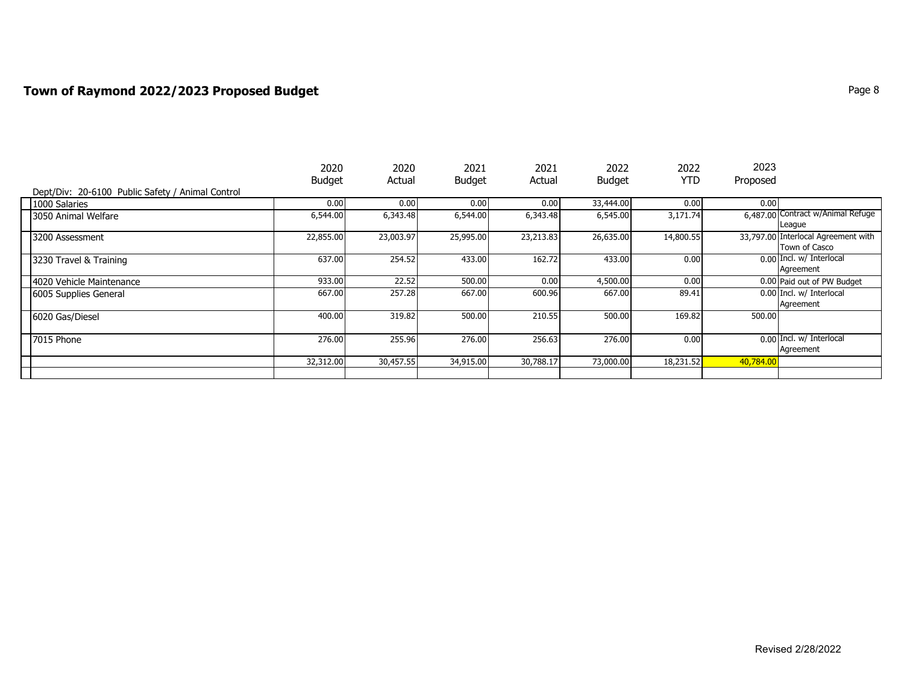## Town of Raymond 2022/2023 Proposed Budget

| Dept/Div: 20-6100 Public Safety / Animal Control | 2020 Budget | 2020 Actual | 2021 Budget | 2021 Actual | 2022 Budget | 2022 YTD | 2023 Proposed | |
|---|---|---|---|---|---|---|---|---|
| 1000 Salaries | 0.00 | 0.00 | 0.00 | 0.00 | 33,444.00 | 0.00 | 0.00 | |
| 3050 Animal Welfare | 6,544.00 | 6,343.48 | 6,544.00 | 6,343.48 | 6,545.00 | 3,171.74 | 6,487.00 | Contract w/Animal Refuge League |
| 3200 Assessment | 22,855.00 | 23,003.97 | 25,995.00 | 23,213.83 | 26,635.00 | 14,800.55 | 33,797.00 | Interlocal Agreement with Town of Casco |
| 3230 Travel & Training | 637.00 | 254.52 | 433.00 | 162.72 | 433.00 | 0.00 | 0.00 | Incl. w/ Interlocal Agreement |
| 4020 Vehicle Maintenance | 933.00 | 22.52 | 500.00 | 0.00 | 4,500.00 | 0.00 | 0.00 | Paid out of PW Budget |
| 6005 Supplies General | 667.00 | 257.28 | 667.00 | 600.96 | 667.00 | 89.41 | 0.00 | Incl. w/ Interlocal Agreement |
| 6020 Gas/Diesel | 400.00 | 319.82 | 500.00 | 210.55 | 500.00 | 169.82 | 500.00 | |
| 7015 Phone | 276.00 | 255.96 | 276.00 | 256.63 | 276.00 | 0.00 | 0.00 | Incl. w/ Interlocal Agreement |
| | 32,312.00 | 30,457.55 | 34,915.00 | 30,788.17 | 73,000.00 | 18,231.52 | 40,784.00 | |

Revised 2/28/2022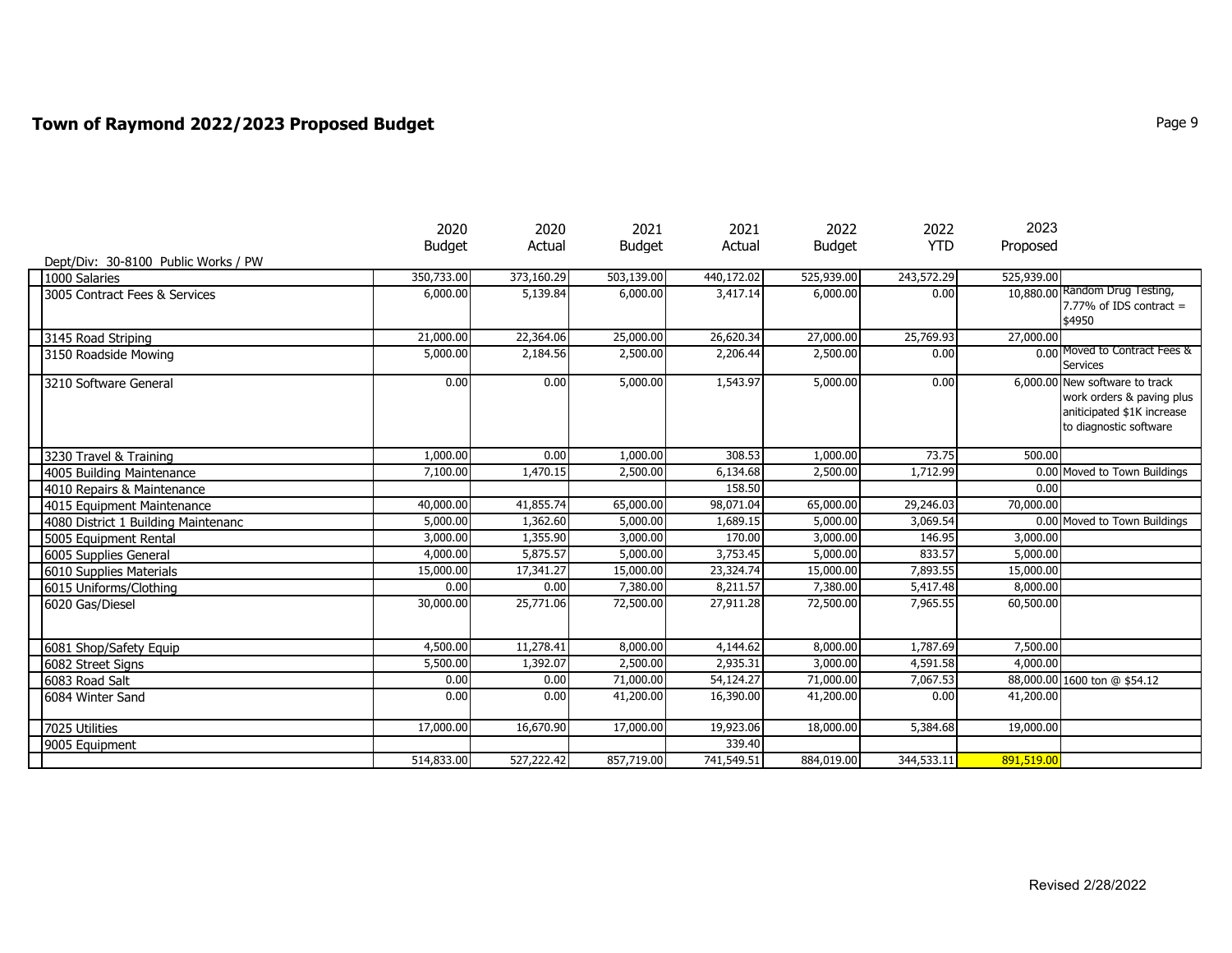# Town of Raymond 2022/2023 Proposed Budget

| Dept/Div: 30-8100 Public Works / PW | 2020 Budget | 2020 Actual | 2021 Budget | 2021 Actual | 2022 Budget | 2022 YTD | 2023 Proposed | |
|---|---|---|---|---|---|---|---|---|
| 1000 Salaries | 350,733.00 | 373,160.29 | 503,139.00 | 440,172.02 | 525,939.00 | 243,572.29 | 525,939.00 | |
| 3005 Contract Fees & Services | 6,000.00 | 5,139.84 | 6,000.00 | 3,417.14 | 6,000.00 | 0.00 | 10,880.00 | Random Drug Testing, 7.77% of IDS contract = $4950 |
| 3145 Road Striping | 21,000.00 | 22,364.06 | 25,000.00 | 26,620.34 | 27,000.00 | 25,769.93 | 27,000.00 | |
| 3150 Roadside Mowing | 5,000.00 | 2,184.56 | 2,500.00 | 2,206.44 | 2,500.00 | 0.00 | 0.00 | Moved to Contract Fees & Services |
| 3210 Software General | 0.00 | 0.00 | 5,000.00 | 1,543.97 | 5,000.00 | 0.00 | 6,000.00 | New software to track work orders & paving plus aniticipated $1K increase to diagnostic software |
| 3230 Travel & Training | 1,000.00 | 0.00 | 1,000.00 | 308.53 | 1,000.00 | 73.75 | 500.00 | |
| 4005 Building Maintenance | 7,100.00 | 1,470.15 | 2,500.00 | 6,134.68 | 2,500.00 | 1,712.99 | 0.00 | Moved to Town Buildings |
| 4010 Repairs & Maintenance | | | | 158.50 | | | 0.00 | |
| 4015 Equipment Maintenance | 40,000.00 | 41,855.74 | 65,000.00 | 98,071.04 | 65,000.00 | 29,246.03 | 70,000.00 | |
| 4080 District 1 Building Maintenanc | 5,000.00 | 1,362.60 | 5,000.00 | 1,689.15 | 5,000.00 | 3,069.54 | 0.00 | Moved to Town Buildings |
| 5005 Equipment Rental | 3,000.00 | 1,355.90 | 3,000.00 | 170.00 | 3,000.00 | 146.95 | 3,000.00 | |
| 6005 Supplies General | 4,000.00 | 5,875.57 | 5,000.00 | 3,753.45 | 5,000.00 | 833.57 | 5,000.00 | |
| 6010 Supplies Materials | 15,000.00 | 17,341.27 | 15,000.00 | 23,324.74 | 15,000.00 | 7,893.55 | 15,000.00 | |
| 6015 Uniforms/Clothing | 0.00 | 0.00 | 7,380.00 | 8,211.57 | 7,380.00 | 5,417.48 | 8,000.00 | |
| 6020 Gas/Diesel | 30,000.00 | 25,771.06 | 72,500.00 | 27,911.28 | 72,500.00 | 7,965.55 | 60,500.00 | |
| 6081 Shop/Safety Equip | 4,500.00 | 11,278.41 | 8,000.00 | 4,144.62 | 8,000.00 | 1,787.69 | 7,500.00 | |
| 6082 Street Signs | 5,500.00 | 1,392.07 | 2,500.00 | 2,935.31 | 3,000.00 | 4,591.58 | 4,000.00 | |
| 6083 Road Salt | 0.00 | 0.00 | 71,000.00 | 54,124.27 | 71,000.00 | 7,067.53 | 88,000.00 | 1600 ton @ $54.12 |
| 6084 Winter Sand | 0.00 | 0.00 | 41,200.00 | 16,390.00 | 41,200.00 | 0.00 | 41,200.00 | |
| 7025 Utilities | 17,000.00 | 16,670.90 | 17,000.00 | 19,923.06 | 18,000.00 | 5,384.68 | 19,000.00 | |
| 9005 Equipment | | | | 339.40 | | | | |
| | 514,833.00 | 527,222.42 | 857,719.00 | 741,549.51 | 884,019.00 | 344,533.11 | 891,519.00 | |

Revised 2/28/2022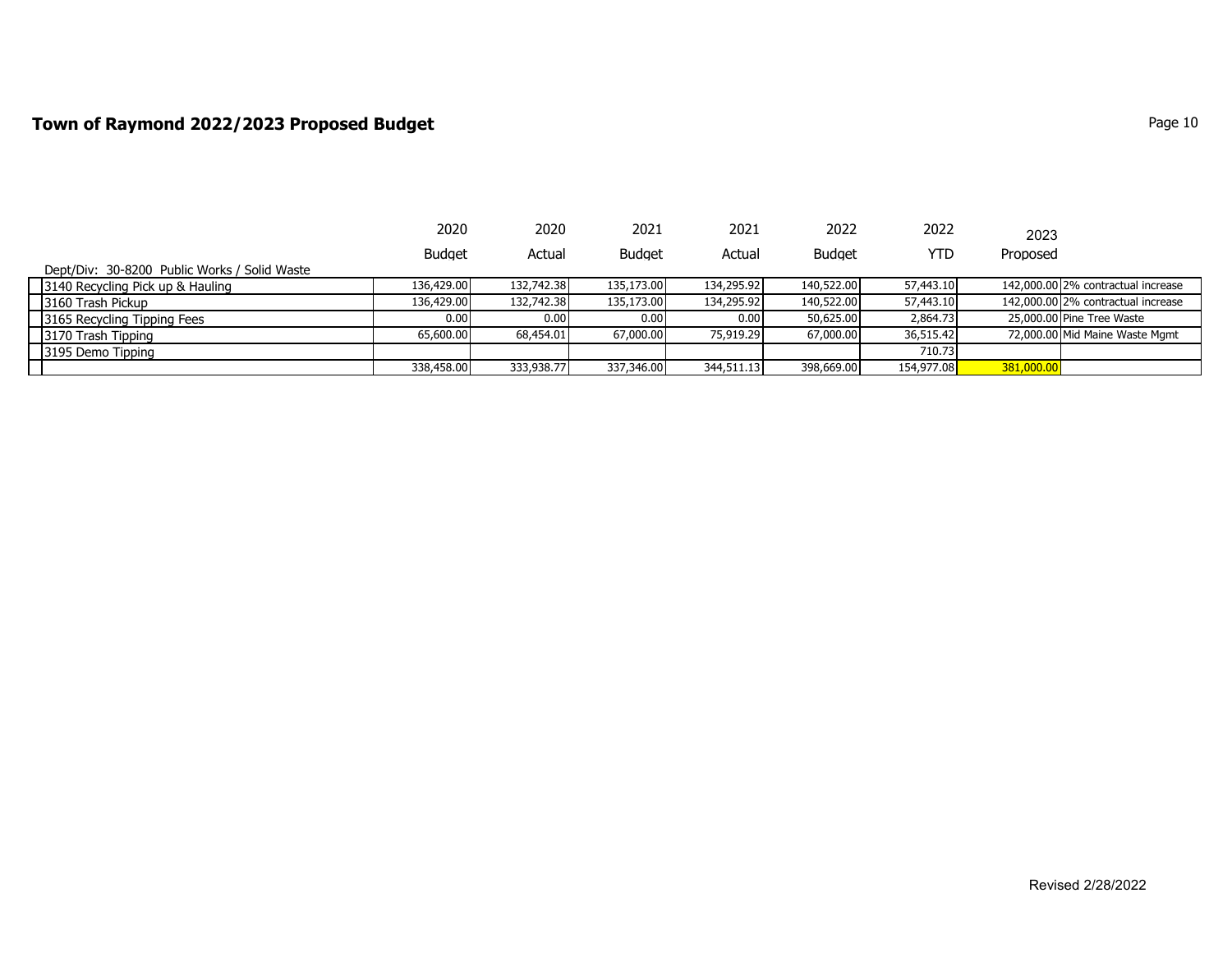## Town of Raymond 2022/2023 Proposed Budget

| Dept/Div: 30-8200 Public Works / Solid Waste | 2020 Budget | 2020 Actual | 2021 Budget | 2021 Actual | 2022 Budget | 2022 YTD | 2023 Proposed | |
|---|---|---|---|---|---|---|---|---|
| 3140 Recycling Pick up & Hauling | 136,429.00 | 132,742.38 | 135,173.00 | 134,295.92 | 140,522.00 | 57,443.10 | 142,000.00 | 2% contractual increase |
| 3160 Trash Pickup | 136,429.00 | 132,742.38 | 135,173.00 | 134,295.92 | 140,522.00 | 57,443.10 | 142,000.00 | 2% contractual increase |
| 3165 Recycling Tipping Fees | 0.00 | 0.00 | 0.00 | 0.00 | 50,625.00 | 2,864.73 | 25,000.00 | Pine Tree Waste |
| 3170 Trash Tipping | 65,600.00 | 68,454.01 | 67,000.00 | 75,919.29 | 67,000.00 | 36,515.42 | 72,000.00 | Mid Maine Waste Mgmt |
| 3195 Demo Tipping | | | | | | 710.73 | | |
| | 338,458.00 | 333,938.77 | 337,346.00 | 344,511.13 | 398,669.00 | 154,977.08 | 381,000.00 | |

Revised 2/28/2022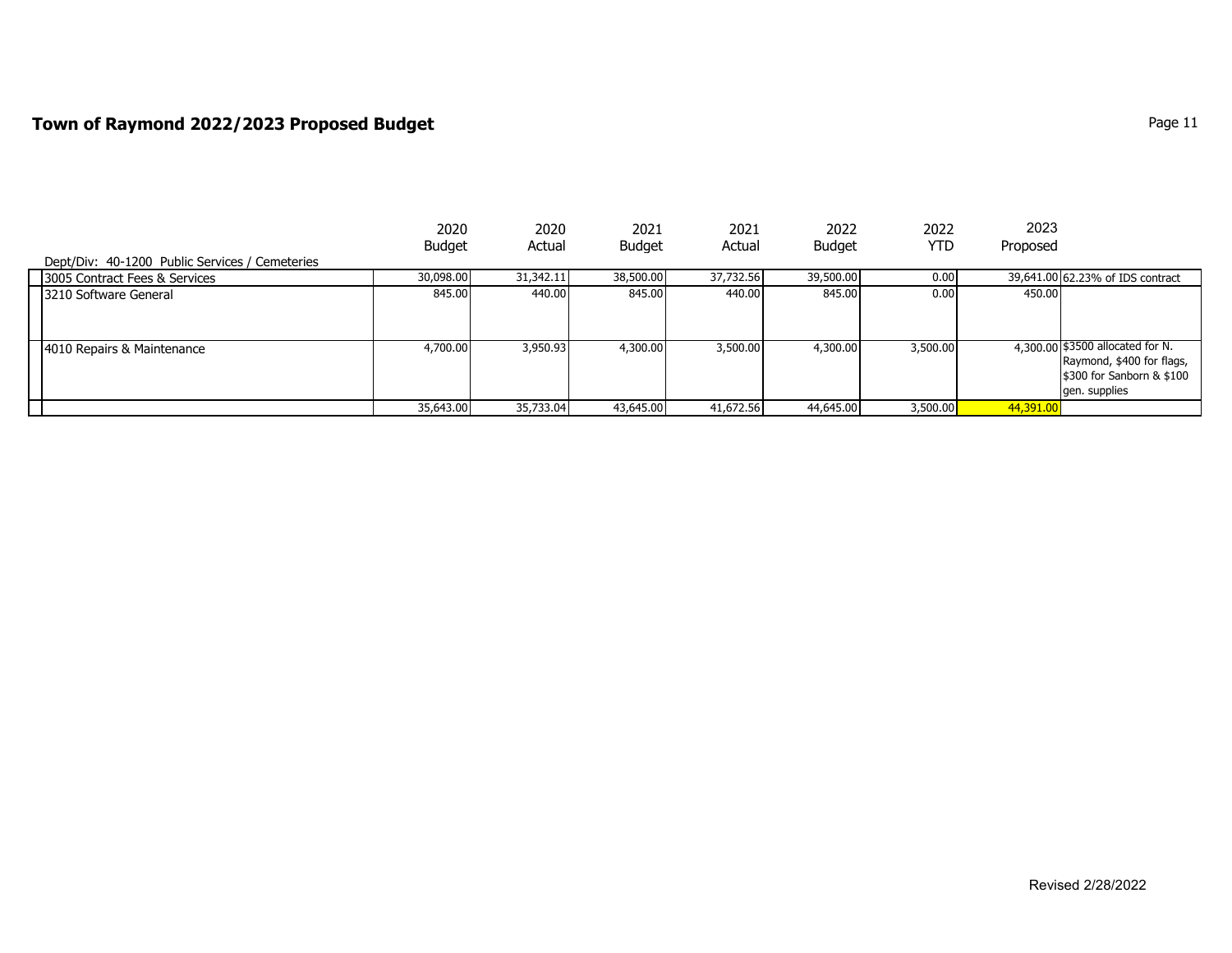## Town of Raymond 2022/2023 Proposed Budget

| Dept/Div: 40-1200 Public Services / Cemeteries | 2020 Budget | 2020 Actual | 2021 Budget | 2021 Actual | 2022 Budget | 2022 YTD | 2023 Proposed | |
|---|---|---|---|---|---|---|---|---|
| 3005 Contract Fees & Services | 30,098.00 | 31,342.11 | 38,500.00 | 37,732.56 | 39,500.00 | 0.00 | 39,641.00 | 62.23% of IDS contract |
| 3210 Software General | 845.00 | 440.00 | 845.00 | 440.00 | 845.00 | 0.00 | 450.00 | |
| 4010 Repairs & Maintenance | 4,700.00 | 3,950.93 | 4,300.00 | 3,500.00 | 4,300.00 | 3,500.00 | 4,300.00 | $3500 allocated for N. Raymond, $400 for flags, $300 for Sanborn & $100 gen. supplies |
| | 35,643.00 | 35,733.04 | 43,645.00 | 41,672.56 | 44,645.00 | 3,500.00 | 44,391.00 | |

Revised 2/28/2022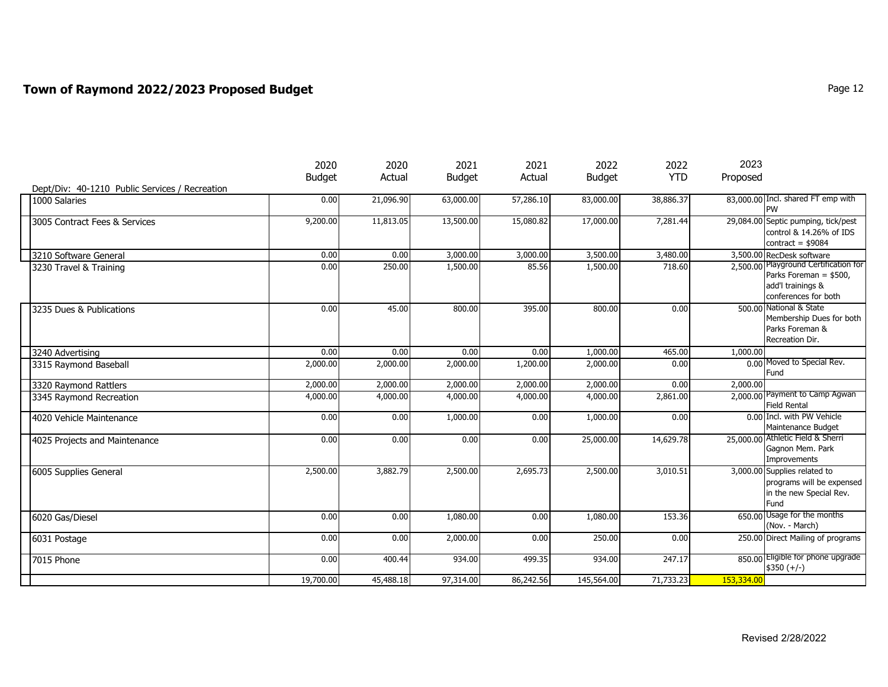# Town of Raymond 2022/2023 Proposed Budget

| Dept/Div: 40-1210 Public Services / Recreation | 2020 Budget | 2020 Actual | 2021 Budget | 2021 Actual | 2022 Budget | 2022 YTD | 2023 Proposed | |
|---|---|---|---|---|---|---|---|---|
| 1000 Salaries | 0.00 | 21,096.90 | 63,000.00 | 57,286.10 | 83,000.00 | 38,886.37 | 83,000.00 | Incl. shared FT emp with PW |
| 3005 Contract Fees & Services | 9,200.00 | 11,813.05 | 13,500.00 | 15,080.82 | 17,000.00 | 7,281.44 | 29,084.00 | Septic pumping, tick/pest control & 14.26% of IDS contract = $9084 |
| 3210 Software General | 0.00 | 0.00 | 3,000.00 | 3,000.00 | 3,500.00 | 3,480.00 | 3,500.00 | RecDesk software |
| 3230 Travel & Training | 0.00 | 250.00 | 1,500.00 | 85.56 | 1,500.00 | 718.60 | 2,500.00 | Playground Certification for Parks Foreman = $500, add'l trainings & conferences for both |
| 3235 Dues & Publications | 0.00 | 45.00 | 800.00 | 395.00 | 800.00 | 0.00 | 500.00 | National & State Membership Dues for both Parks Foreman & Recreation Dir. |
| 3240 Advertising | 0.00 | 0.00 | 0.00 | 0.00 | 1,000.00 | 465.00 | 1,000.00 | |
| 3315 Raymond Baseball | 2,000.00 | 2,000.00 | 2,000.00 | 1,200.00 | 2,000.00 | 0.00 | 0.00 | Moved to Special Rev. Fund |
| 3320 Raymond Rattlers | 2,000.00 | 2,000.00 | 2,000.00 | 2,000.00 | 2,000.00 | 0.00 | 2,000.00 | |
| 3345 Raymond Recreation | 4,000.00 | 4,000.00 | 4,000.00 | 4,000.00 | 4,000.00 | 2,861.00 | 2,000.00 | Payment to Camp Agwan Field Rental |
| 4020 Vehicle Maintenance | 0.00 | 0.00 | 1,000.00 | 0.00 | 1,000.00 | 0.00 | 0.00 | Incl. with PW Vehicle Maintenance Budget |
| 4025 Projects and Maintenance | 0.00 | 0.00 | 0.00 | 0.00 | 25,000.00 | 14,629.78 | 25,000.00 | Athletic Field & Sherri Gagnon Mem. Park Improvements |
| 6005 Supplies General | 2,500.00 | 3,882.79 | 2,500.00 | 2,695.73 | 2,500.00 | 3,010.51 | 3,000.00 | Supplies related to programs will be expensed in the new Special Rev. Fund |
| 6020 Gas/Diesel | 0.00 | 0.00 | 1,080.00 | 0.00 | 1,080.00 | 153.36 | 650.00 | Usage for the months (Nov. - March) |
| 6031 Postage | 0.00 | 0.00 | 2,000.00 | 0.00 | 250.00 | 0.00 | 250.00 | Direct Mailing of programs |
| 7015 Phone | 0.00 | 400.44 | 934.00 | 499.35 | 934.00 | 247.17 | 850.00 | Eligible for phone upgrade $350 (+/-) |
| | 19,700.00 | 45,488.18 | 97,314.00 | 86,242.56 | 145,564.00 | 71,733.23 | 153,334.00 | |

Revised 2/28/2022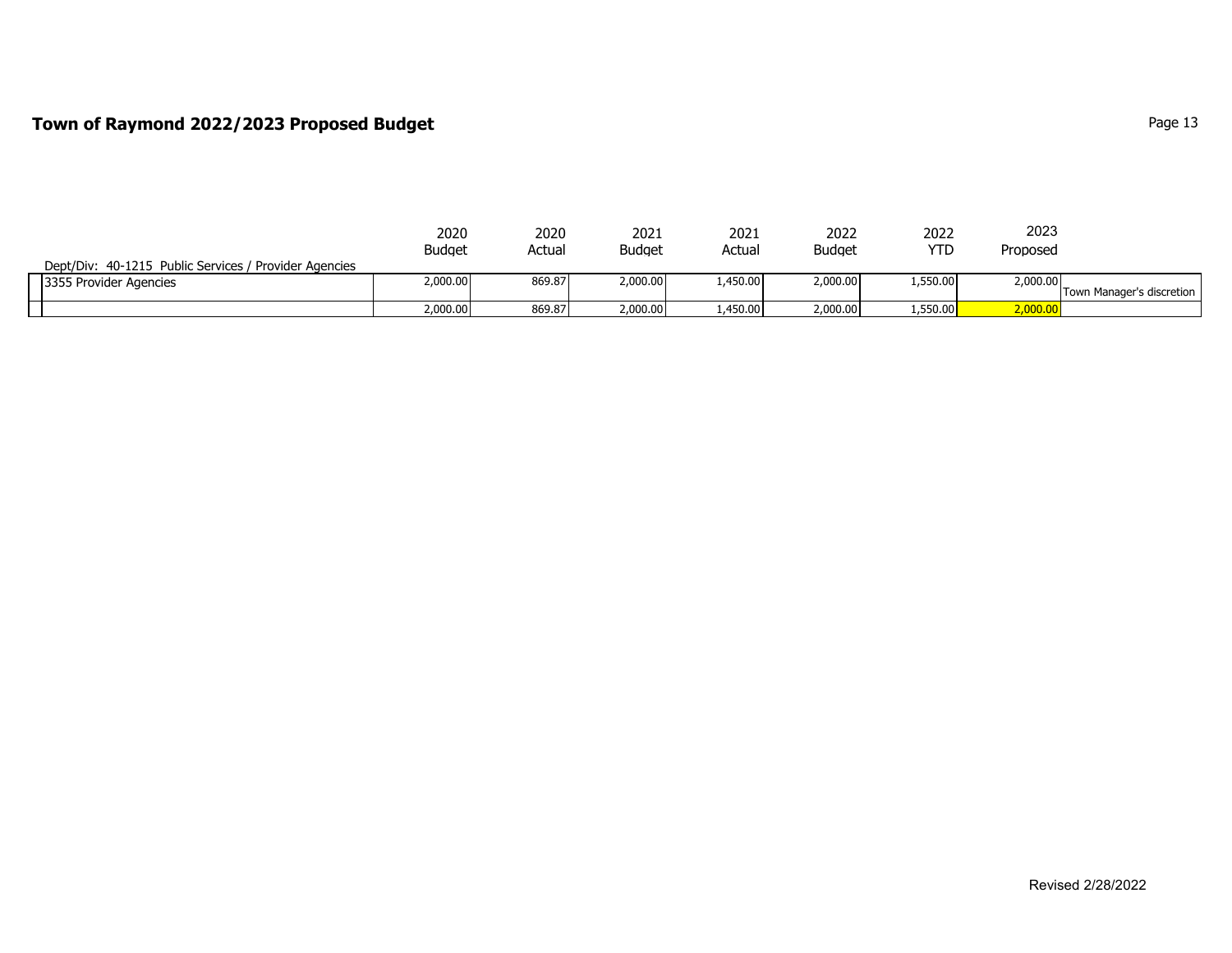## Town of Raymond 2022/2023 Proposed Budget

| Dept/Div: 40-1215 Public Services / Provider Agencies | 2020 Budget | 2020 Actual | 2021 Budget | 2021 Actual | 2022 Budget | 2022 YTD | 2023 Proposed | |
|---|---|---|---|---|---|---|---|---|
| 3355 Provider Agencies | 2,000.00 | 869.87 | 2,000.00 | 1,450.00 | 2,000.00 | 1,550.00 | 2,000.00 | Town Manager's discretion |
| | 2,000.00 | 869.87 | 2,000.00 | 1,450.00 | 2,000.00 | 1,550.00 | 2,000.00 | |

Revised 2/28/2022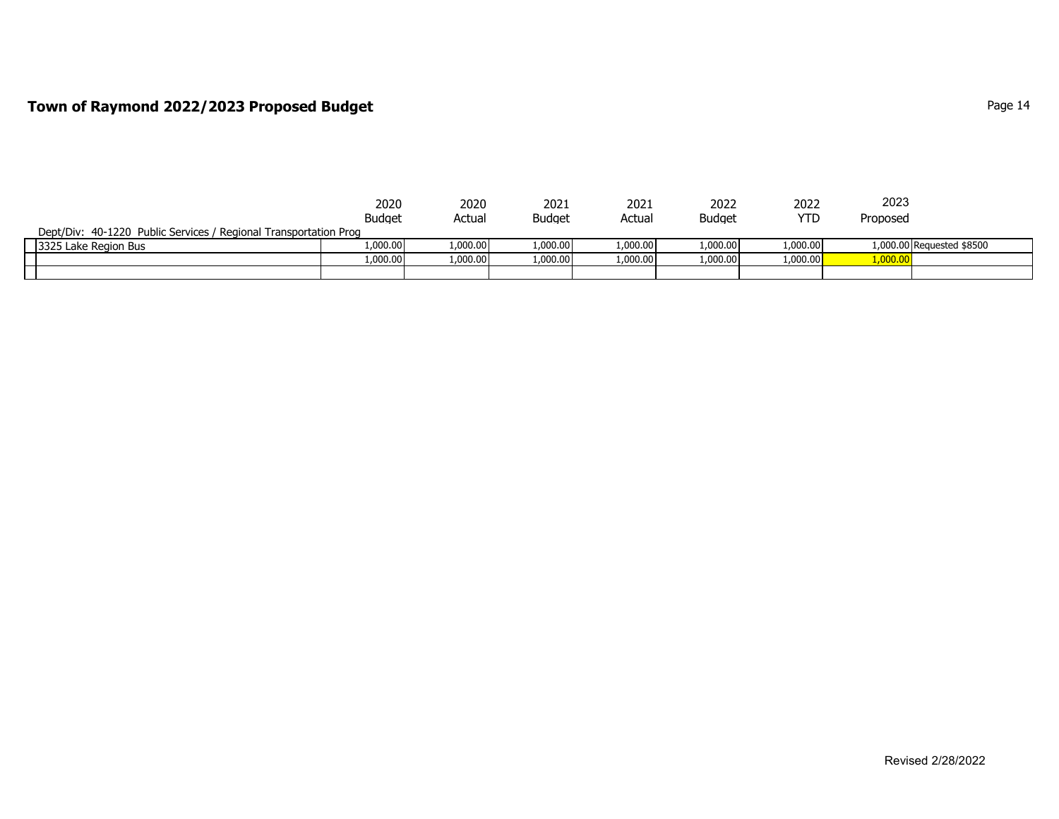## Town of Raymond 2022/2023 Proposed Budget

| | 2020 Budget | 2020 Actual | 2021 Budget | 2021 Actual | 2022 Budget | 2022 YTD | 2023 Proposed | |
|---|---|---|---|---|---|---|---|---|
| Dept/Div: 40-1220 Public Services / Regional Transportation Prog | | | | | | | | |
| 3325 Lake Region Bus | 1,000.00 | 1,000.00 | 1,000.00 | 1,000.00 | 1,000.00 | 1,000.00 | 1,000.00 | Requested $8500 |
| | 1,000.00 | 1,000.00 | 1,000.00 | 1,000.00 | 1,000.00 | 1,000.00 | 1,000.00 | |
| | | | | | | | | |

Revised 2/28/2022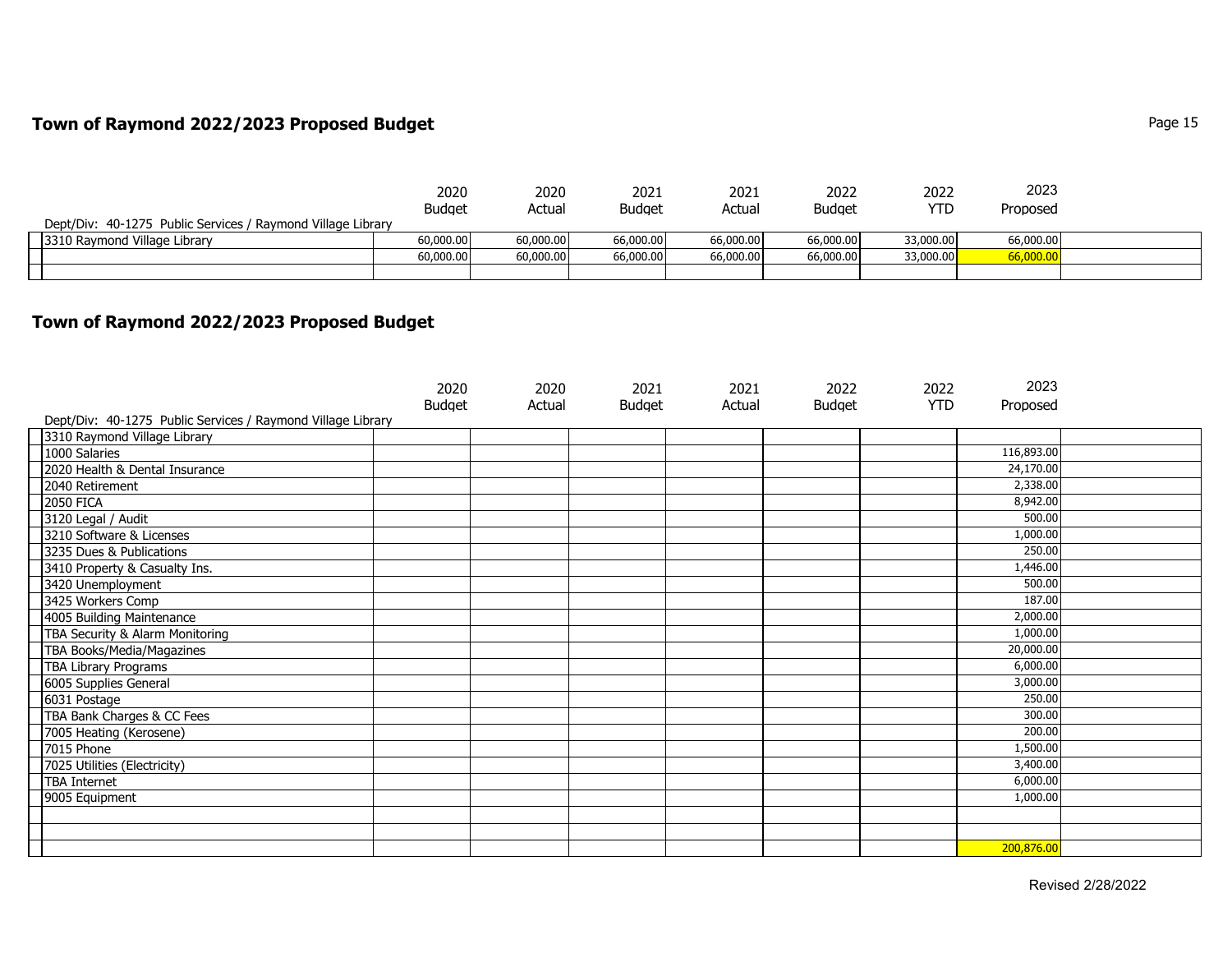# Town of Raymond 2022/2023 Proposed Budget

| Dept/Div: 40-1275 Public Services / Raymond Village Library | 2020 Budget | 2020 Actual | 2021 Budget | 2021 Actual | 2022 Budget | 2022 YTD | 2023 Proposed |
|---|---|---|---|---|---|---|---|
| 3310 Raymond Village Library | 60,000.00 | 60,000.00 | 66,000.00 | 66,000.00 | 66,000.00 | 33,000.00 | 66,000.00 |
| | 60,000.00 | 60,000.00 | 66,000.00 | 66,000.00 | 66,000.00 | 33,000.00 | 66,000.00 |

# Town of Raymond 2022/2023 Proposed Budget

| Dept/Div: 40-1275 Public Services / Raymond Village Library | 2020 Budget | 2020 Actual | 2021 Budget | 2021 Actual | 2022 Budget | 2022 YTD | 2023 Proposed |
|---|---|---|---|---|---|---|---|
| 3310 Raymond Village Library | | | | | | | |
| 1000 Salaries | | | | | | | 116,893.00 |
| 2020 Health & Dental Insurance | | | | | | | 24,170.00 |
| 2040 Retirement | | | | | | | 2,338.00 |
| 2050 FICA | | | | | | | 8,942.00 |
| 3120 Legal / Audit | | | | | | | 500.00 |
| 3210 Software & Licenses | | | | | | | 1,000.00 |
| 3235 Dues & Publications | | | | | | | 250.00 |
| 3410 Property & Casualty Ins. | | | | | | | 1,446.00 |
| 3420 Unemployment | | | | | | | 500.00 |
| 3425 Workers Comp | | | | | | | 187.00 |
| 4005 Building Maintenance | | | | | | | 2,000.00 |
| TBA Security & Alarm Monitoring | | | | | | | 1,000.00 |
| TBA Books/Media/Magazines | | | | | | | 20,000.00 |
| TBA Library Programs | | | | | | | 6,000.00 |
| 6005 Supplies General | | | | | | | 3,000.00 |
| 6031 Postage | | | | | | | 250.00 |
| TBA Bank Charges & CC Fees | | | | | | | 300.00 |
| 7005 Heating (Kerosene) | | | | | | | 200.00 |
| 7015 Phone | | | | | | | 1,500.00 |
| 7025 Utilities (Electricity) | | | | | | | 3,400.00 |
| TBA Internet | | | | | | | 6,000.00 |
| 9005 Equipment | | | | | | | 1,000.00 |
| | | | | | | | 200,876.00 |

Revised 2/28/2022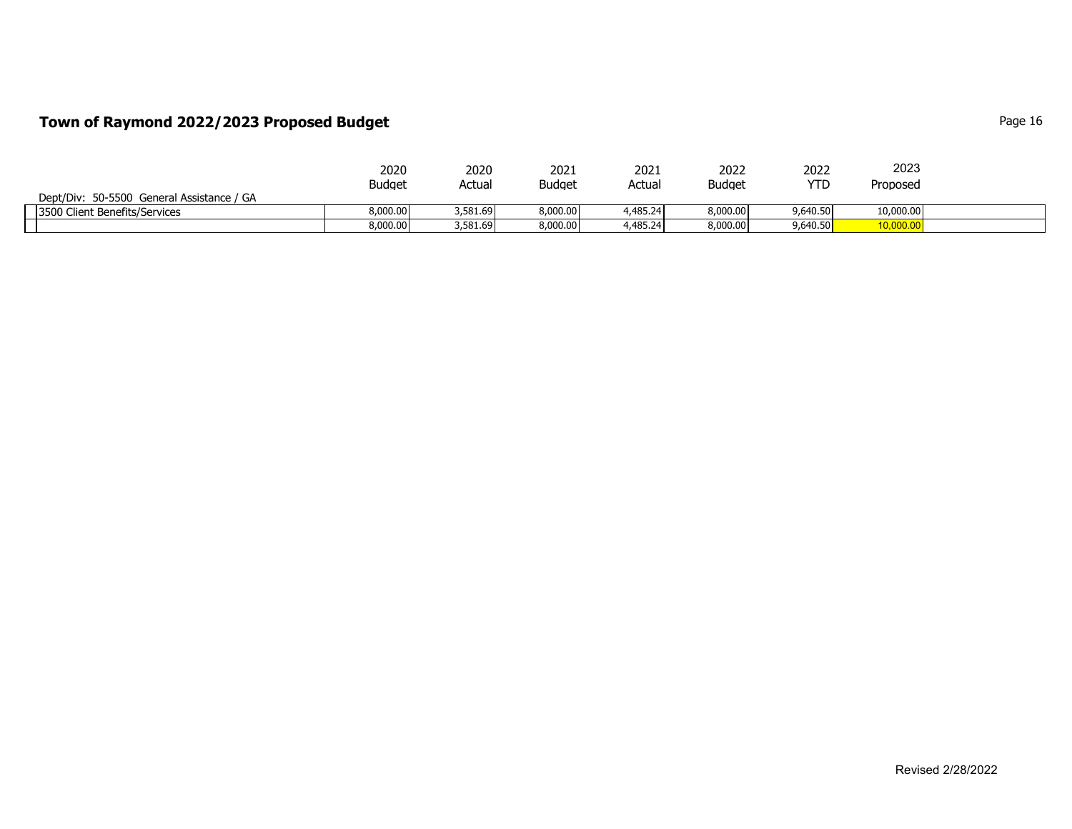# Town of Raymond 2022/2023 Proposed Budget

Dept/Div: 50-5500 General Assistance / GA

| | 2020 Budget | 2020 Actual | 2021 Budget | 2021 Actual | 2022 Budget | 2022 YTD | 2023 Proposed |
|---|---|---|---|---|---|---|---|
| 3500 Client Benefits/Services | 8,000.00 | 3,581.69 | 8,000.00 | 4,485.24 | 8,000.00 | 9,640.50 | 10,000.00 |
| | 8,000.00 | 3,581.69 | 8,000.00 | 4,485.24 | 8,000.00 | 9,640.50 | 10,000.00 |

Revised 2/28/2022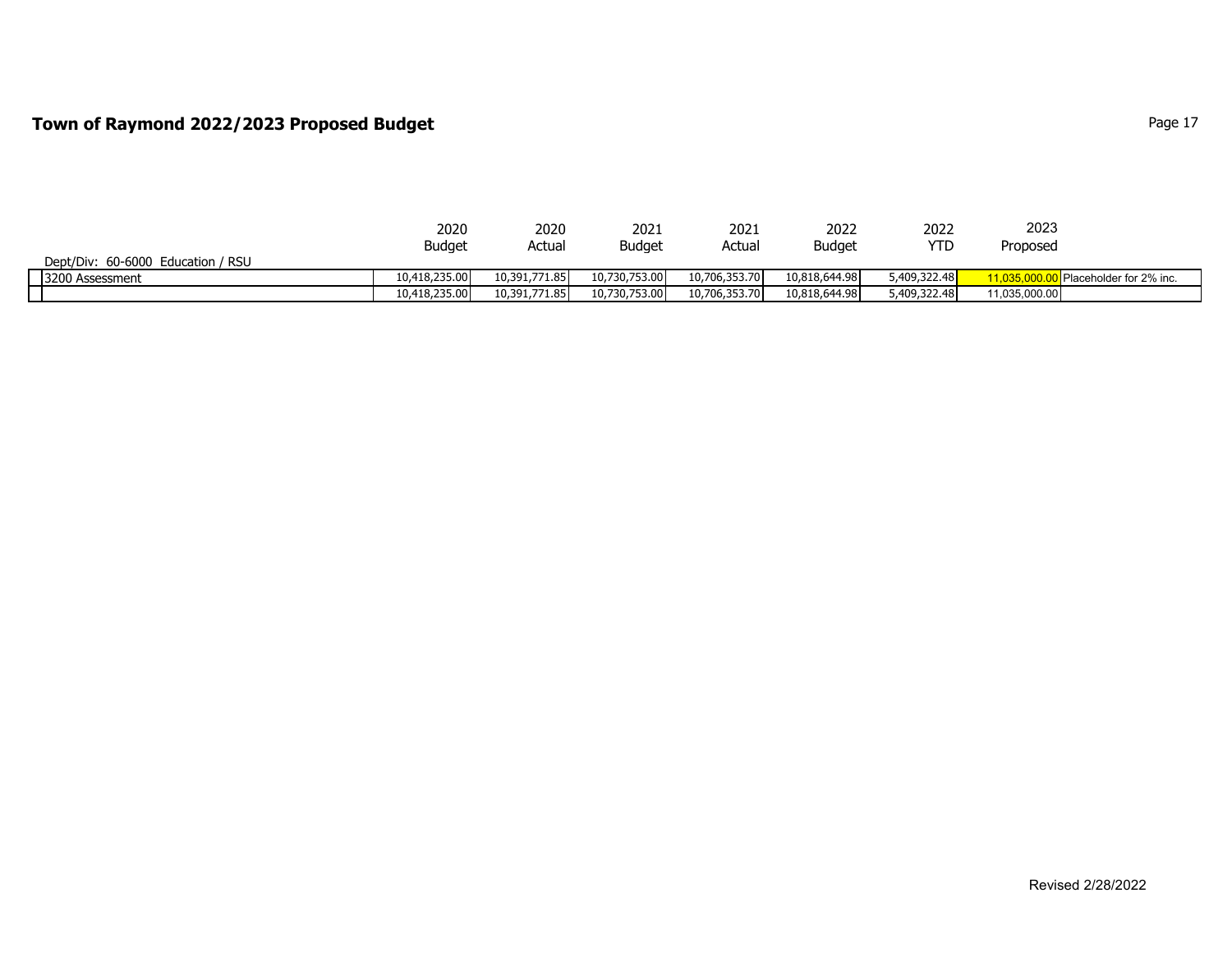# Town of Raymond 2022/2023 Proposed Budget

Dept/Div: 60-6000 Education / RSU

| | 2020 Budget | 2020 Actual | 2021 Budget | 2021 Actual | 2022 Budget | 2022 YTD | 2023 Proposed | |
|---|---|---|---|---|---|---|---|---|
| 3200 Assessment | 10,418,235.00 | 10,391,771.85 | 10,730,753.00 | 10,706,353.70 | 10,818,644.98 | 5,409,322.48 | 11,035,000.00 | Placeholder for 2% inc. |
| | 10,418,235.00 | 10,391,771.85 | 10,730,753.00 | 10,706,353.70 | 10,818,644.98 | 5,409,322.48 | 11,035,000.00 | |

Revised 2/28/2022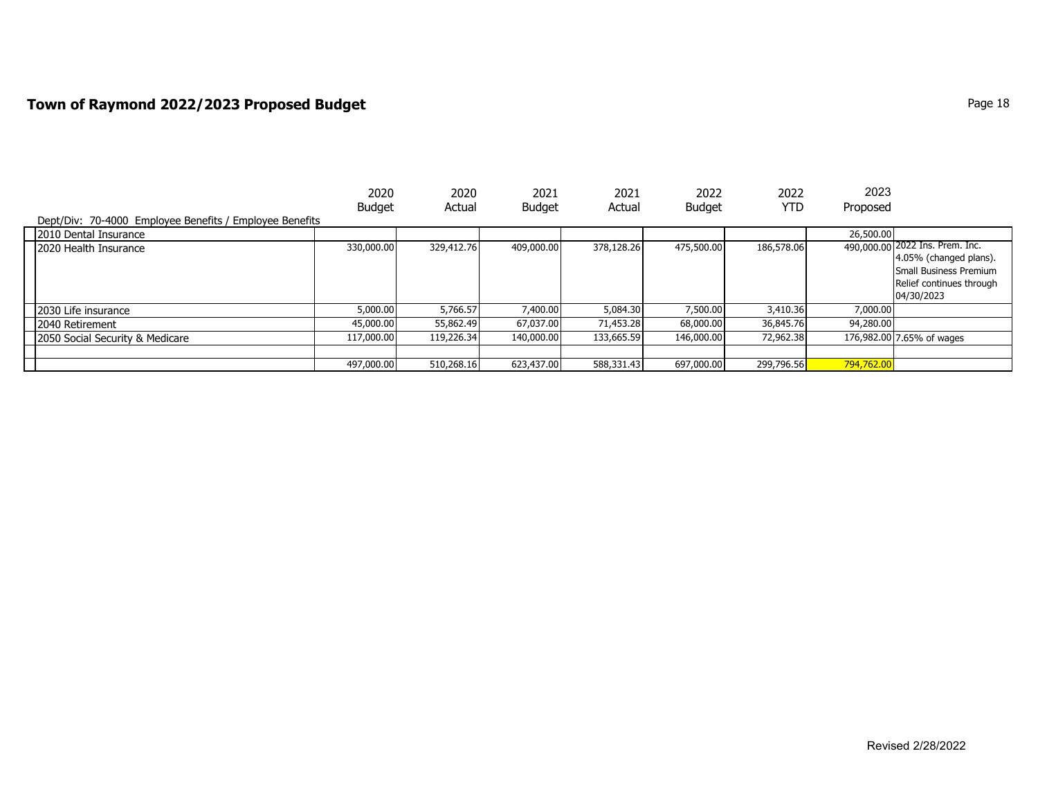## Town of Raymond 2022/2023 Proposed Budget

Dept/Div: 70-4000 Employee Benefits / Employee Benefits

| | 2020 Budget | 2020 Actual | 2021 Budget | 2021 Actual | 2022 Budget | 2022 YTD | 2023 Proposed | |
|---|---|---|---|---|---|---|---|---|
| 2010 Dental Insurance | | | | | | | 26,500.00 | |
| 2020 Health Insurance | 330,000.00 | 329,412.76 | 409,000.00 | 378,128.26 | 475,500.00 | 186,578.06 | 490,000.00 | 2022 Ins. Prem. Inc. 4.05% (changed plans). Small Business Premium Relief continues through 04/30/2023 |
| 2030 Life insurance | 5,000.00 | 5,766.57 | 7,400.00 | 5,084.30 | 7,500.00 | 3,410.36 | 7,000.00 | |
| 2040 Retirement | 45,000.00 | 55,862.49 | 67,037.00 | 71,453.28 | 68,000.00 | 36,845.76 | 94,280.00 | |
| 2050 Social Security & Medicare | 117,000.00 | 119,226.34 | 140,000.00 | 133,665.59 | 146,000.00 | 72,962.38 | 176,982.00 | 7.65% of wages |
| | | | | | | | | |
| | 497,000.00 | 510,268.16 | 623,437.00 | 588,331.43 | 697,000.00 | 299,796.56 | 794,762.00 | |

Revised 2/28/2022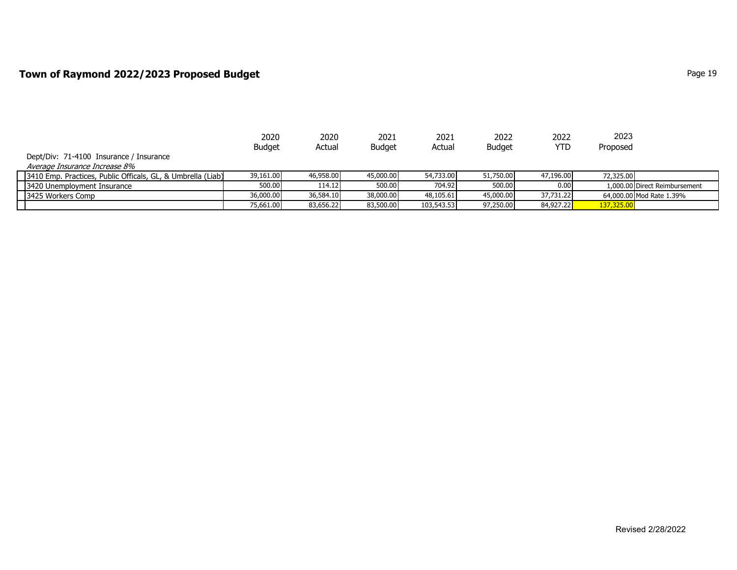# Town of Raymond 2022/2023 Proposed Budget

Dept/Div: 71-4100 Insurance / Insurance

*Average Insurance Increase 8%*

| | 2020 Budget | 2020 Actual | 2021 Budget | 2021 Actual | 2022 Budget | 2022 YTD | 2023 Proposed | |
|---|---|---|---|---|---|---|---|---|
| 3410 Emp. Practices, Public Officals, GL, & Umbrella (Liab) | 39,161.00 | 46,958.00 | 45,000.00 | 54,733.00 | 51,750.00 | 47,196.00 | 72,325.00 | |
| 3420 Unemployment Insurance | 500.00 | 114.12 | 500.00 | 704.92 | 500.00 | 0.00 | 1,000.00 | Direct Reimbursement |
| 3425 Workers Comp | 36,000.00 | 36,584.10 | 38,000.00 | 48,105.61 | 45,000.00 | 37,731.22 | 64,000.00 | Mod Rate 1.39% |
| | 75,661.00 | 83,656.22 | 83,500.00 | 103,543.53 | 97,250.00 | 84,927.22 | 137,325.00 | |

Revised 2/28/2022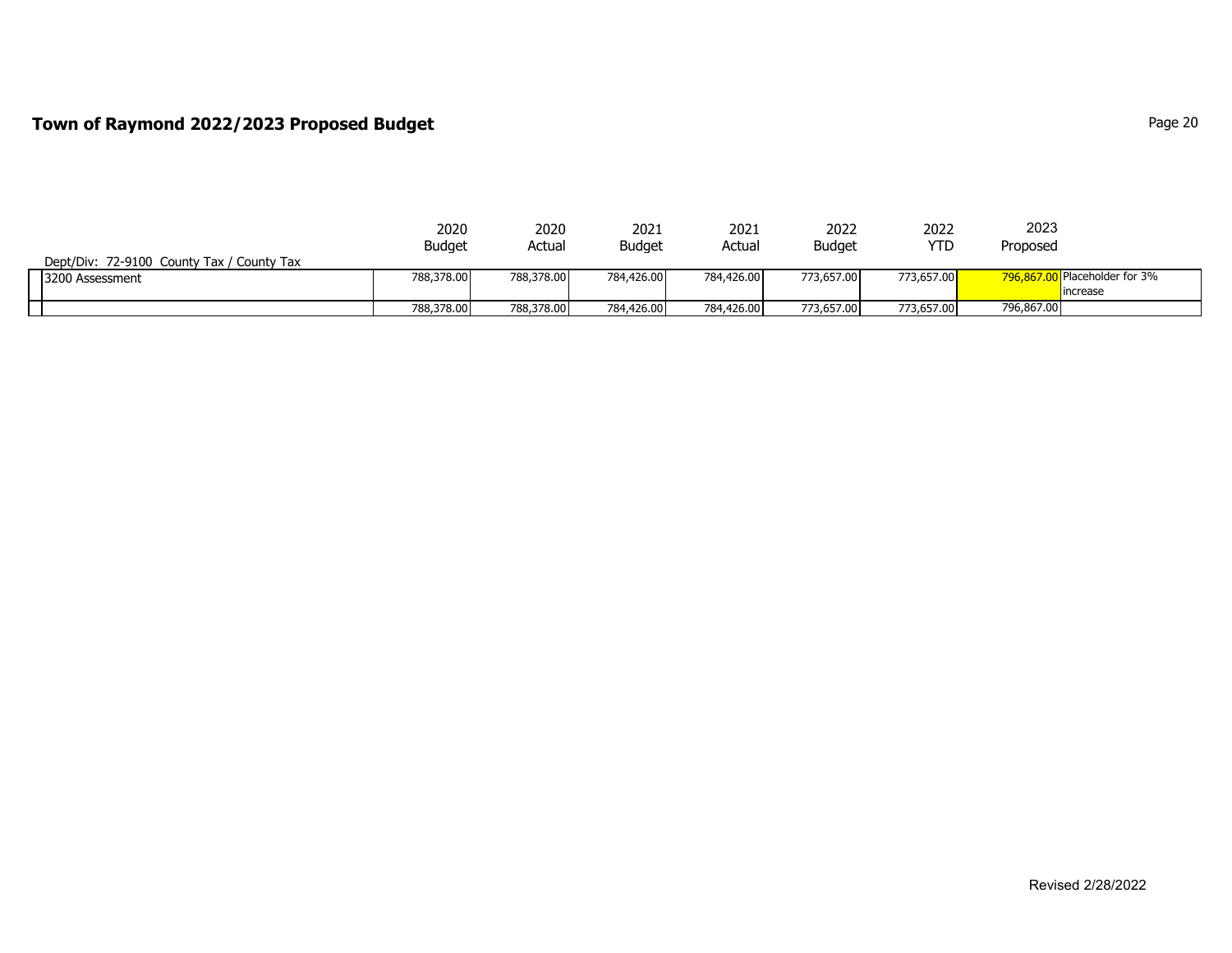# Town of Raymond 2022/2023 Proposed Budget

Dept/Div: 72-9100 County Tax / County Tax

| | 2020 Budget | 2020 Actual | 2021 Budget | 2021 Actual | 2022 Budget | 2022 YTD | 2023 Proposed | |
|---|---|---|---|---|---|---|---|---|
| 3200 Assessment | 788,378.00 | 788,378.00 | 784,426.00 | 784,426.00 | 773,657.00 | 773,657.00 | 796,867.00 | Placeholder for 3% increase |
| | 788,378.00 | 788,378.00 | 784,426.00 | 784,426.00 | 773,657.00 | 773,657.00 | 796,867.00 | |

Revised 2/28/2022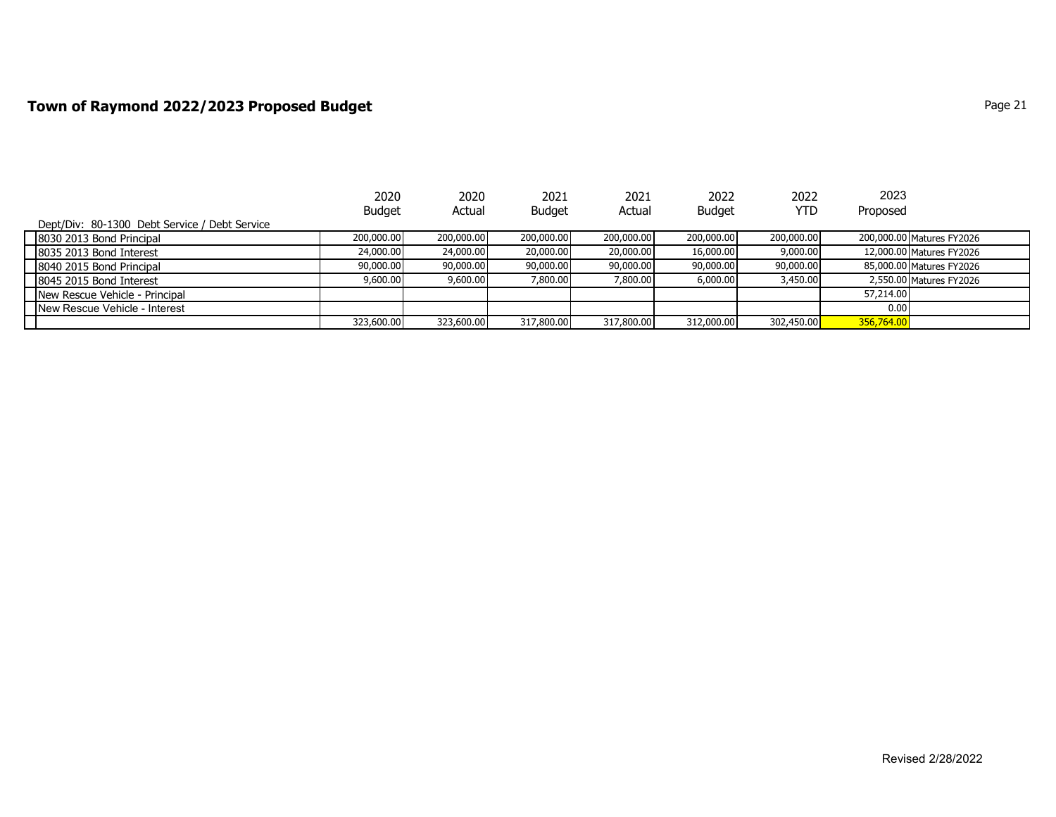## Town of Raymond 2022/2023 Proposed Budget

| Dept/Div: 80-1300 Debt Service / Debt Service | 2020 Budget | 2020 Actual | 2021 Budget | 2021 Actual | 2022 Budget | 2022 YTD | 2023 Proposed | |
|---|---|---|---|---|---|---|---|---|
| 8030 2013 Bond Principal | 200,000.00 | 200,000.00 | 200,000.00 | 200,000.00 | 200,000.00 | 200,000.00 | 200,000.00 | Matures FY2026 |
| 8035 2013 Bond Interest | 24,000.00 | 24,000.00 | 20,000.00 | 20,000.00 | 16,000.00 | 9,000.00 | 12,000.00 | Matures FY2026 |
| 8040 2015 Bond Principal | 90,000.00 | 90,000.00 | 90,000.00 | 90,000.00 | 90,000.00 | 90,000.00 | 85,000.00 | Matures FY2026 |
| 8045 2015 Bond Interest | 9,600.00 | 9,600.00 | 7,800.00 | 7,800.00 | 6,000.00 | 3,450.00 | 2,550.00 | Matures FY2026 |
| New Rescue Vehicle - Principal | | | | | | | 57,214.00 | |
| New Rescue Vehicle - Interest | | | | | | | 0.00 | |
| | 323,600.00 | 323,600.00 | 317,800.00 | 317,800.00 | 312,000.00 | 302,450.00 | 356,764.00 | |

Revised 2/28/2022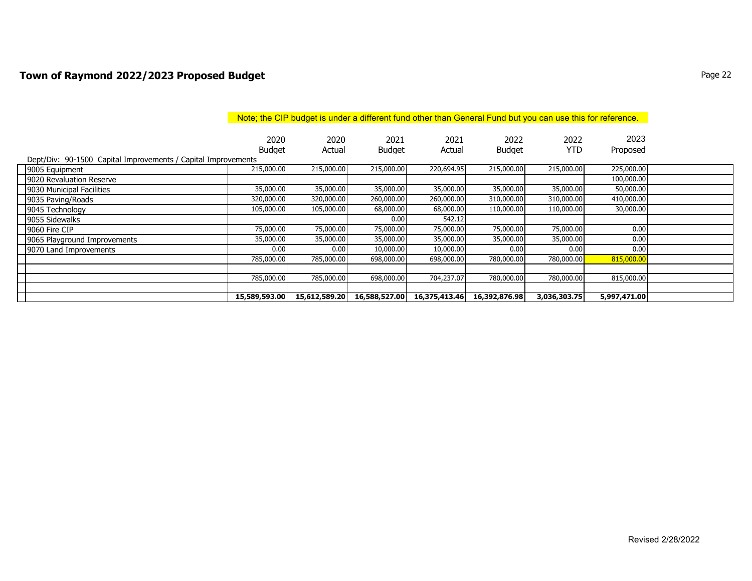## Town of Raymond 2022/2023 Proposed Budget

Note; the CIP budget is under a different fund other than General Fund but you can use this for reference.

| Dept/Div: 90-1500 Capital Improvements / Capital Improvements | 2020 Budget | 2020 Actual | 2021 Budget | 2021 Actual | 2022 Budget | 2022 YTD | 2023 Proposed |
|---|---|---|---|---|---|---|---|
| 9005 Equipment | 215,000.00 | 215,000.00 | 215,000.00 | 220,694.95 | 215,000.00 | 215,000.00 | 225,000.00 |
| 9020 Revaluation Reserve | | | | | | | 100,000.00 |
| 9030 Municipal Facilities | 35,000.00 | 35,000.00 | 35,000.00 | 35,000.00 | 35,000.00 | 35,000.00 | 50,000.00 |
| 9035 Paving/Roads | 320,000.00 | 320,000.00 | 260,000.00 | 260,000.00 | 310,000.00 | 310,000.00 | 410,000.00 |
| 9045 Technology | 105,000.00 | 105,000.00 | 68,000.00 | 68,000.00 | 110,000.00 | 110,000.00 | 30,000.00 |
| 9055 Sidewalks | | | 0.00 | 542.12 | | | |
| 9060 Fire CIP | 75,000.00 | 75,000.00 | 75,000.00 | 75,000.00 | 75,000.00 | 75,000.00 | 0.00 |
| 9065 Playground Improvements | 35,000.00 | 35,000.00 | 35,000.00 | 35,000.00 | 35,000.00 | 35,000.00 | 0.00 |
| 9070 Land Improvements | 0.00 | 0.00 | 10,000.00 | 10,000.00 | 0.00 | 0.00 | 0.00 |
| | 785,000.00 | 785,000.00 | 698,000.00 | 698,000.00 | 780,000.00 | 780,000.00 | 815,000.00 |
| | | | | | | | |
| | 785,000.00 | 785,000.00 | 698,000.00 | 704,237.07 | 780,000.00 | 780,000.00 | 815,000.00 |
| | | | | | | | |
| | **15,589,593.00** | **15,612,589.20** | **16,588,527.00** | **16,375,413.46** | **16,392,876.98** | **3,036,303.75** | **5,997,471.00** |

Revised 2/28/2022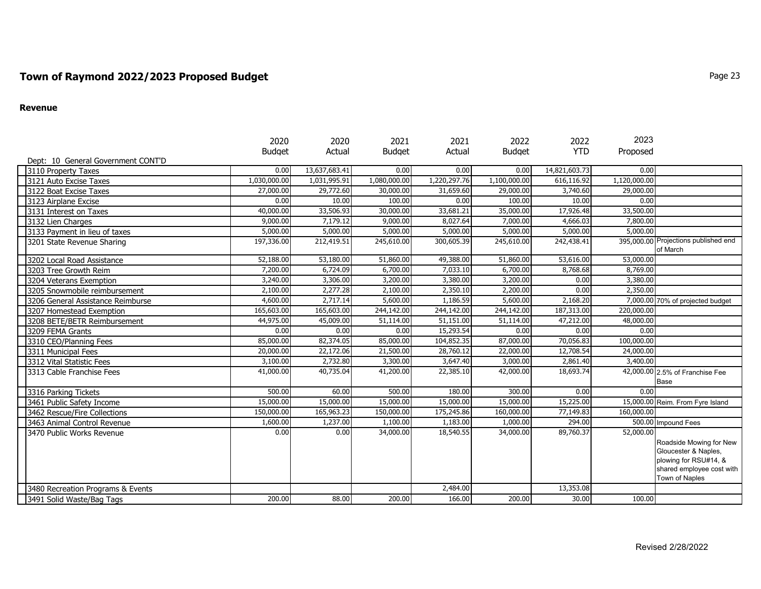## Town of Raymond 2022/2023 Proposed Budget

### Revenue

| Dept: 10 General Government CONT'D | 2020 Budget | 2020 Actual | 2021 Budget | 2021 Actual | 2022 Budget | 2022 YTD | 2023 Proposed | |
|---|---|---|---|---|---|---|---|---|
| 3110 Property Taxes | 0.00 | 13,637,683.41 | 0.00 | 0.00 | 0.00 | 14,821,603.73 | 0.00 | |
| 3121 Auto Excise Taxes | 1,030,000.00 | 1,031,995.91 | 1,080,000.00 | 1,220,297.76 | 1,100,000.00 | 616,116.92 | 1,120,000.00 | |
| 3122 Boat Excise Taxes | 27,000.00 | 29,772.60 | 30,000.00 | 31,659.60 | 29,000.00 | 3,740.60 | 29,000.00 | |
| 3123 Airplane Excise | 0.00 | 10.00 | 100.00 | 0.00 | 100.00 | 10.00 | 0.00 | |
| 3131 Interest on Taxes | 40,000.00 | 33,506.93 | 30,000.00 | 33,681.21 | 35,000.00 | 17,926.48 | 33,500.00 | |
| 3132 Lien Charges | 9,000.00 | 7,179.12 | 9,000.00 | 8,027.64 | 7,000.00 | 4,666.03 | 7,800.00 | |
| 3133 Payment in lieu of taxes | 5,000.00 | 5,000.00 | 5,000.00 | 5,000.00 | 5,000.00 | 5,000.00 | 5,000.00 | |
| 3201 State Revenue Sharing | 197,336.00 | 212,419.51 | 245,610.00 | 300,605.39 | 245,610.00 | 242,438.41 | 395,000.00 | Projections published end of March |
| 3202 Local Road Assistance | 52,188.00 | 53,180.00 | 51,860.00 | 49,388.00 | 51,860.00 | 53,616.00 | 53,000.00 | |
| 3203 Tree Growth Reim | 7,200.00 | 6,724.09 | 6,700.00 | 7,033.10 | 6,700.00 | 8,768.68 | 8,769.00 | |
| 3204 Veterans Exemption | 3,240.00 | 3,306.00 | 3,200.00 | 3,380.00 | 3,200.00 | 0.00 | 3,380.00 | |
| 3205 Snowmobile reimbursement | 2,100.00 | 2,277.28 | 2,100.00 | 2,350.10 | 2,200.00 | 0.00 | 2,350.00 | |
| 3206 General Assistance Reimburse | 4,600.00 | 2,717.14 | 5,600.00 | 1,186.59 | 5,600.00 | 2,168.20 | 7,000.00 | 70% of projected budget |
| 3207 Homestead Exemption | 165,603.00 | 165,603.00 | 244,142.00 | 244,142.00 | 244,142.00 | 187,313.00 | 220,000.00 | |
| 3208 BETE/BETR Reimbursement | 44,975.00 | 45,009.00 | 51,114.00 | 51,151.00 | 51,114.00 | 47,212.00 | 48,000.00 | |
| 3209 FEMA Grants | 0.00 | 0.00 | 0.00 | 15,293.54 | 0.00 | 0.00 | 0.00 | |
| 3310 CEO/Planning Fees | 85,000.00 | 82,374.05 | 85,000.00 | 104,852.35 | 87,000.00 | 70,056.83 | 100,000.00 | |
| 3311 Municipal Fees | 20,000.00 | 22,172.06 | 21,500.00 | 28,760.12 | 22,000.00 | 12,708.54 | 24,000.00 | |
| 3312 Vital Statistic Fees | 3,100.00 | 2,732.80 | 3,300.00 | 3,647.40 | 3,000.00 | 2,861.40 | 3,400.00 | |
| 3313 Cable Franchise Fees | 41,000.00 | 40,735.04 | 41,200.00 | 22,385.10 | 42,000.00 | 18,693.74 | 42,000.00 | 2.5% of Franchise Fee Base |
| 3316 Parking Tickets | 500.00 | 60.00 | 500.00 | 180.00 | 300.00 | 0.00 | 0.00 | |
| 3461 Public Safety Income | 15,000.00 | 15,000.00 | 15,000.00 | 15,000.00 | 15,000.00 | 15,225.00 | 15,000.00 | Reim. From Fyre Island |
| 3462 Rescue/Fire Collections | 150,000.00 | 165,963.23 | 150,000.00 | 175,245.86 | 160,000.00 | 77,149.83 | 160,000.00 | |
| 3463 Animal Control Revenue | 1,600.00 | 1,237.00 | 1,100.00 | 1,183.00 | 1,000.00 | 294.00 | 500.00 | Impound Fees |
| 3470 Public Works Revenue | 0.00 | 0.00 | 34,000.00 | 18,540.55 | 34,000.00 | 89,760.37 | 52,000.00 | Roadside Mowing for New Gloucester & Naples, plowing for RSU#14, & shared employee cost with Town of Naples |
| 3480 Recreation Programs & Events | | | | 2,484.00 | | 13,353.08 | | |
| 3491 Solid Waste/Bag Tags | 200.00 | 88.00 | 200.00 | 166.00 | 200.00 | 30.00 | 100.00 | |

Revised 2/28/2022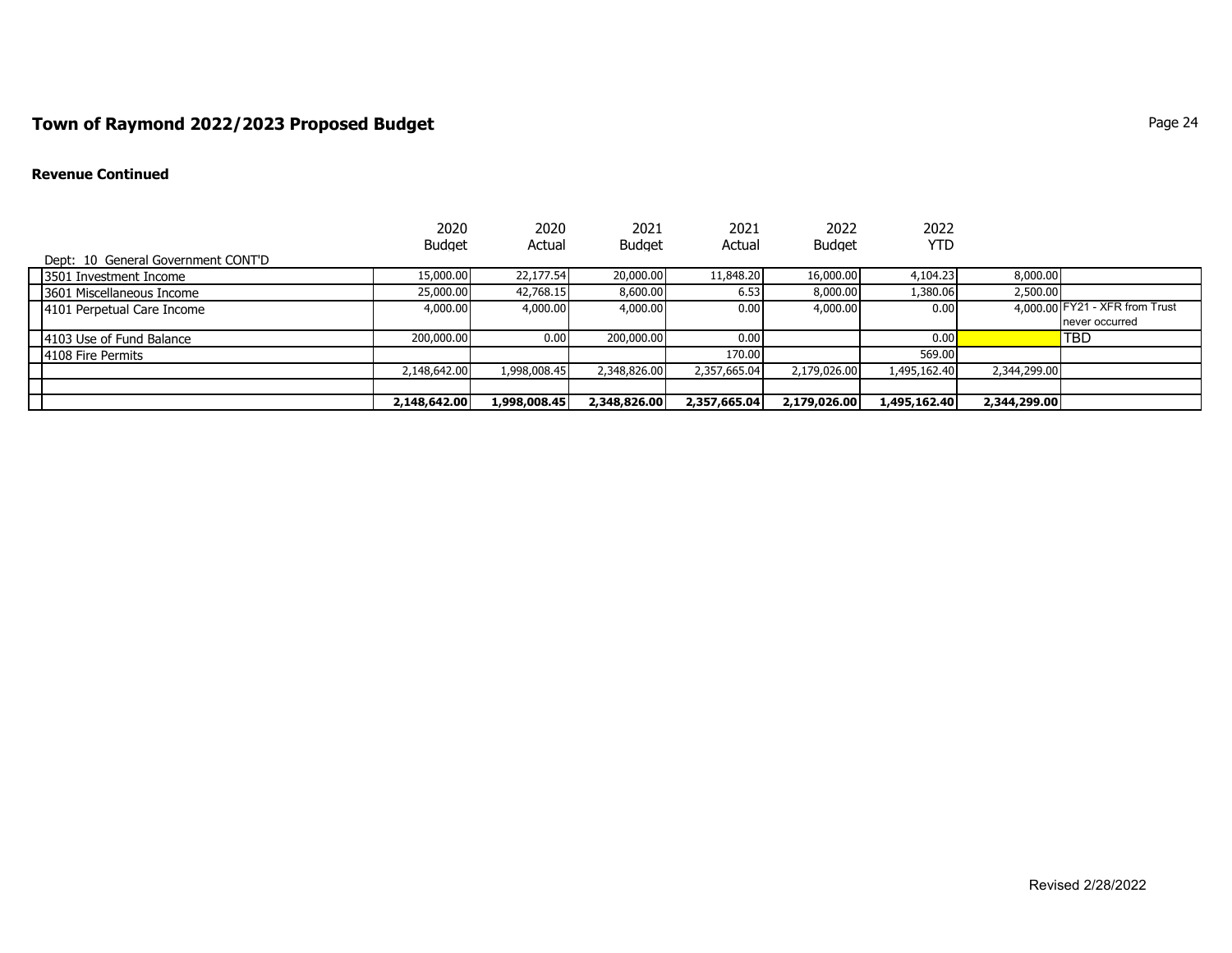# Town of Raymond 2022/2023 Proposed Budget

**Revenue Continued**

| Dept: 10 General Government CONT'D | 2020 Budget | 2020 Actual | 2021 Budget | 2021 Actual | 2022 Budget | 2022 YTD | | |
|---|---|---|---|---|---|---|---|---|
| 3501 Investment Income | 15,000.00 | 22,177.54 | 20,000.00 | 11,848.20 | 16,000.00 | 4,104.23 | 8,000.00 | |
| 3601 Miscellaneous Income | 25,000.00 | 42,768.15 | 8,600.00 | 6.53 | 8,000.00 | 1,380.06 | 2,500.00 | |
| 4101 Perpetual Care Income | 4,000.00 | 4,000.00 | 4,000.00 | 0.00 | 4,000.00 | 0.00 | 4,000.00 | FY21 - XFR from Trust never occurred |
| 4103 Use of Fund Balance | 200,000.00 | 0.00 | 200,000.00 | 0.00 | | 0.00 | | TBD |
| 4108 Fire Permits | | | | 170.00 | | 569.00 | | |
| | 2,148,642.00 | 1,998,008.45 | 2,348,826.00 | 2,357,665.04 | 2,179,026.00 | 1,495,162.40 | 2,344,299.00 | |
| | | | | | | | | |
| | **2,148,642.00** | **1,998,008.45** | **2,348,826.00** | **2,357,665.04** | **2,179,026.00** | **1,495,162.40** | **2,344,299.00** | |

Revised 2/28/2022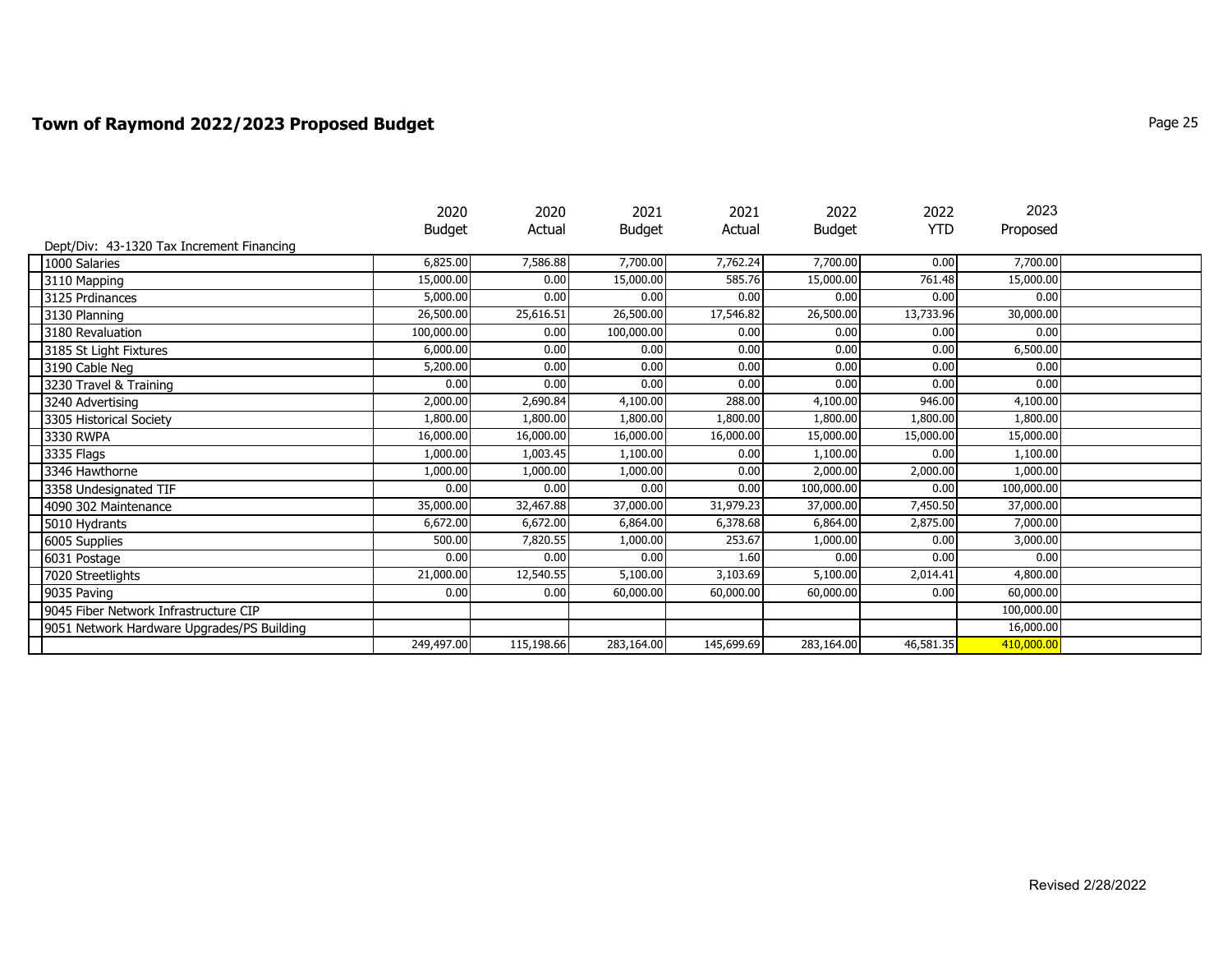## Town of Raymond 2022/2023 Proposed Budget

| | 2020 Budget | 2020 Actual | 2021 Budget | 2021 Actual | 2022 Budget | 2022 YTD | 2023 Proposed |
|---|---|---|---|---|---|---|---|
| Dept/Div: 43-1320 Tax Increment Financing | | | | | | | |
| 1000 Salaries | 6,825.00 | 7,586.88 | 7,700.00 | 7,762.24 | 7,700.00 | 0.00 | 7,700.00 |
| 3110 Mapping | 15,000.00 | 0.00 | 15,000.00 | 585.76 | 15,000.00 | 761.48 | 15,000.00 |
| 3125 Prdinances | 5,000.00 | 0.00 | 0.00 | 0.00 | 0.00 | 0.00 | 0.00 |
| 3130 Planning | 26,500.00 | 25,616.51 | 26,500.00 | 17,546.82 | 26,500.00 | 13,733.96 | 30,000.00 |
| 3180 Revaluation | 100,000.00 | 0.00 | 100,000.00 | 0.00 | 0.00 | 0.00 | 0.00 |
| 3185 St Light Fixtures | 6,000.00 | 0.00 | 0.00 | 0.00 | 0.00 | 0.00 | 6,500.00 |
| 3190 Cable Neg | 5,200.00 | 0.00 | 0.00 | 0.00 | 0.00 | 0.00 | 0.00 |
| 3230 Travel & Training | 0.00 | 0.00 | 0.00 | 0.00 | 0.00 | 0.00 | 0.00 |
| 3240 Advertising | 2,000.00 | 2,690.84 | 4,100.00 | 288.00 | 4,100.00 | 946.00 | 4,100.00 |
| 3305 Historical Society | 1,800.00 | 1,800.00 | 1,800.00 | 1,800.00 | 1,800.00 | 1,800.00 | 1,800.00 |
| 3330 RWPA | 16,000.00 | 16,000.00 | 16,000.00 | 16,000.00 | 15,000.00 | 15,000.00 | 15,000.00 |
| 3335 Flags | 1,000.00 | 1,003.45 | 1,100.00 | 0.00 | 1,100.00 | 0.00 | 1,100.00 |
| 3346 Hawthorne | 1,000.00 | 1,000.00 | 1,000.00 | 0.00 | 2,000.00 | 2,000.00 | 1,000.00 |
| 3358 Undesignated TIF | 0.00 | 0.00 | 0.00 | 0.00 | 100,000.00 | 0.00 | 100,000.00 |
| 4090 302 Maintenance | 35,000.00 | 32,467.88 | 37,000.00 | 31,979.23 | 37,000.00 | 7,450.50 | 37,000.00 |
| 5010 Hydrants | 6,672.00 | 6,672.00 | 6,864.00 | 6,378.68 | 6,864.00 | 2,875.00 | 7,000.00 |
| 6005 Supplies | 500.00 | 7,820.55 | 1,000.00 | 253.67 | 1,000.00 | 0.00 | 3,000.00 |
| 6031 Postage | 0.00 | 0.00 | 0.00 | 1.60 | 0.00 | 0.00 | 0.00 |
| 7020 Streetlights | 21,000.00 | 12,540.55 | 5,100.00 | 3,103.69 | 5,100.00 | 2,014.41 | 4,800.00 |
| 9035 Paving | 0.00 | 0.00 | 60,000.00 | 60,000.00 | 60,000.00 | 0.00 | 60,000.00 |
| 9045 Fiber Network Infrastructure CIP | | | | | | | 100,000.00 |
| 9051 Network Hardware Upgrades/PS Building | | | | | | | 16,000.00 |
| | 249,497.00 | 115,198.66 | 283,164.00 | 145,699.69 | 283,164.00 | 46,581.35 | 410,000.00 |

Revised 2/28/2022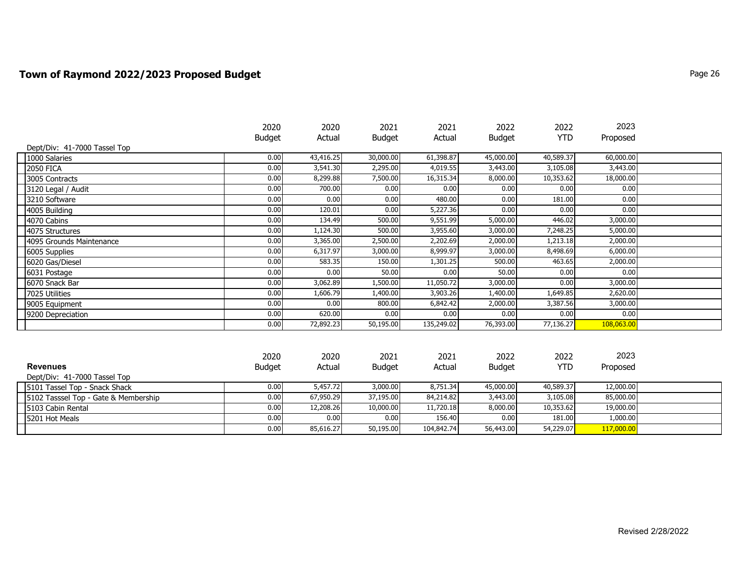## Town of Raymond 2022/2023 Proposed Budget

| Dept/Div: 41-7000 Tassel Top | 2020 Budget | 2020 Actual | 2021 Budget | 2021 Actual | 2022 Budget | 2022 YTD | 2023 Proposed |
|---|---|---|---|---|---|---|---|
| 1000 Salaries | 0.00 | 43,416.25 | 30,000.00 | 61,398.87 | 45,000.00 | 40,589.37 | 60,000.00 |
| 2050 FICA | 0.00 | 3,541.30 | 2,295.00 | 4,019.55 | 3,443.00 | 3,105.08 | 3,443.00 |
| 3005 Contracts | 0.00 | 8,299.88 | 7,500.00 | 16,315.34 | 8,000.00 | 10,353.62 | 18,000.00 |
| 3120 Legal / Audit | 0.00 | 700.00 | 0.00 | 0.00 | 0.00 | 0.00 | 0.00 |
| 3210 Software | 0.00 | 0.00 | 0.00 | 480.00 | 0.00 | 181.00 | 0.00 |
| 4005 Building | 0.00 | 120.01 | 0.00 | 5,227.36 | 0.00 | 0.00 | 0.00 |
| 4070 Cabins | 0.00 | 134.49 | 500.00 | 9,551.99 | 5,000.00 | 446.02 | 3,000.00 |
| 4075 Structures | 0.00 | 1,124.30 | 500.00 | 3,955.60 | 3,000.00 | 7,248.25 | 5,000.00 |
| 4095 Grounds Maintenance | 0.00 | 3,365.00 | 2,500.00 | 2,202.69 | 2,000.00 | 1,213.18 | 2,000.00 |
| 6005 Supplies | 0.00 | 6,317.97 | 3,000.00 | 8,999.97 | 3,000.00 | 8,498.69 | 6,000.00 |
| 6020 Gas/Diesel | 0.00 | 583.35 | 150.00 | 1,301.25 | 500.00 | 463.65 | 2,000.00 |
| 6031 Postage | 0.00 | 0.00 | 50.00 | 0.00 | 50.00 | 0.00 | 0.00 |
| 6070 Snack Bar | 0.00 | 3,062.89 | 1,500.00 | 11,050.72 | 3,000.00 | 0.00 | 3,000.00 |
| 7025 Utilities | 0.00 | 1,606.79 | 1,400.00 | 3,903.26 | 1,400.00 | 1,649.85 | 2,620.00 |
| 9005 Equipment | 0.00 | 0.00 | 800.00 | 6,842.42 | 2,000.00 | 3,387.56 | 3,000.00 |
| 9200 Depreciation | 0.00 | 620.00 | 0.00 | 0.00 | 0.00 | 0.00 | 0.00 |
| | 0.00 | 72,892.23 | 50,195.00 | 135,249.02 | 76,393.00 | 77,136.27 | 108,063.00 |

**Revenues**

| Dept/Div: 41-7000 Tassel Top | 2020 Budget | 2020 Actual | 2021 Budget | 2021 Actual | 2022 Budget | 2022 YTD | 2023 Proposed |
|---|---|---|---|---|---|---|---|
| 5101 Tassel Top - Snack Shack | 0.00 | 5,457.72 | 3,000.00 | 8,751.34 | 45,000.00 | 40,589.37 | 12,000.00 |
| 5102 Tasssel Top - Gate & Membership | 0.00 | 67,950.29 | 37,195.00 | 84,214.82 | 3,443.00 | 3,105.08 | 85,000.00 |
| 5103 Cabin Rental | 0.00 | 12,208.26 | 10,000.00 | 11,720.18 | 8,000.00 | 10,353.62 | 19,000.00 |
| 5201 Hot Meals | 0.00 | 0.00 | 0.00 | 156.40 | 0.00 | 181.00 | 1,000.00 |
| | 0.00 | 85,616.27 | 50,195.00 | 104,842.74 | 56,443.00 | 54,229.07 | 117,000.00 |

Revised 2/28/2022